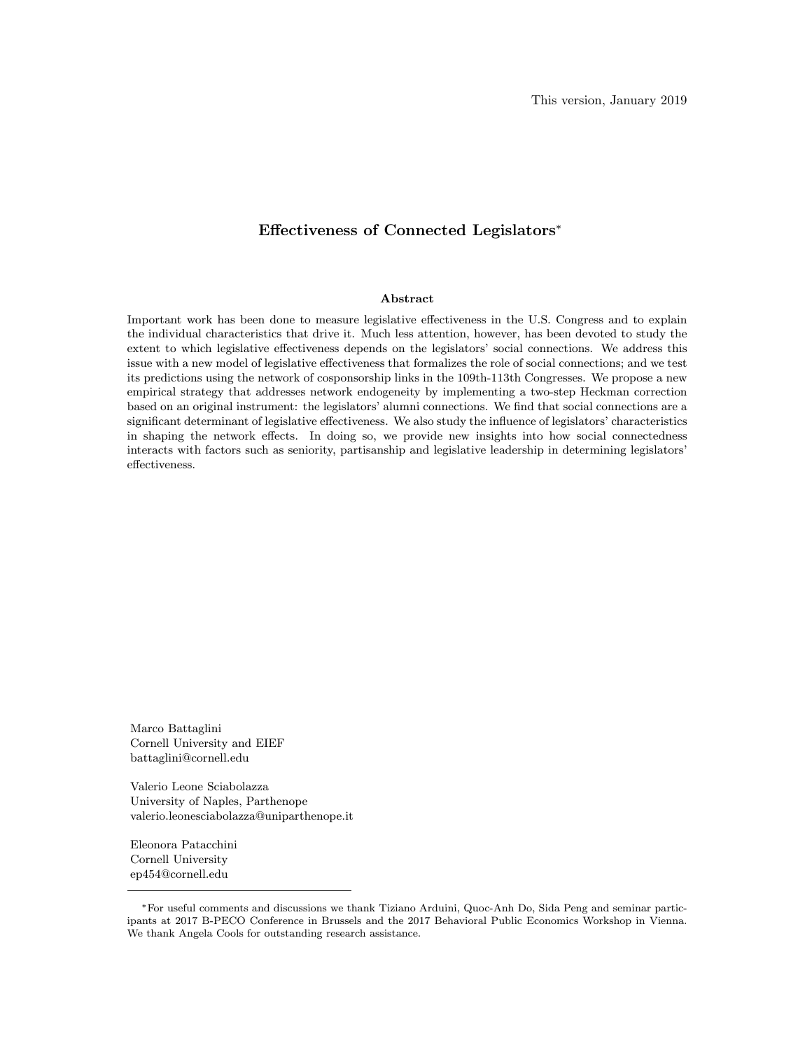This version, January 2019

# Effectiveness of Connected Legislators*

## Abstract

Important work has been done to measure legislative effectiveness in the U.S. Congress and to explain the individual characteristics that drive it. Much less attention, however, has been devoted to study the extent to which legislative effectiveness depends on the legislators' social connections. We address this issue with a new model of legislative effectiveness that formalizes the role of social connections; and we test its predictions using the network of cosponsorship links in the 109th-113th Congresses. We propose a new empirical strategy that addresses network endogeneity by implementing a two-step Heckman correction based on an original instrument: the legislators' alumni connections. We find that social connections are a significant determinant of legislative effectiveness. We also study the influence of legislators' characteristics in shaping the network effects. In doing so, we provide new insights into how social connectedness interacts with factors such as seniority, partisanship and legislative leadership in determining legislators' effectiveness.

Marco Battaglini
Cornell University and EIEF
battaglini@cornell.edu

Valerio Leone Sciabolazza
University of Naples, Parthenope
valerio.leonesciabolazza@uniparthenope.it

Eleonora Patacchini
Cornell University
ep454@cornell.edu

---

*For useful comments and discussions we thank Tiziano Arduini, Quoc-Anh Do, Sida Peng and seminar participants at 2017 B-PECO Conference in Brussels and the 2017 Behavioral Public Economics Workshop in Vienna. We thank Angela Cools for outstanding research assistance.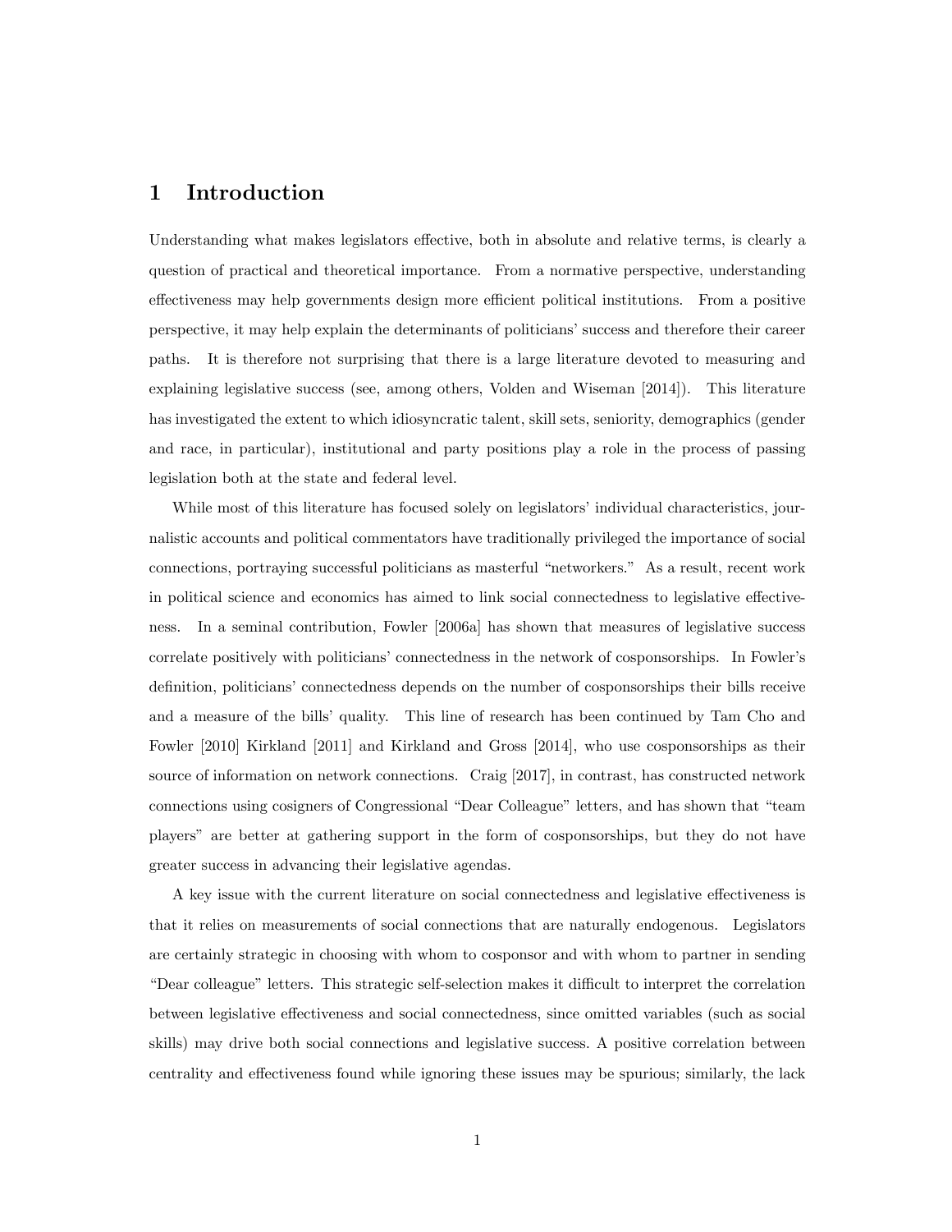# 1 Introduction

Understanding what makes legislators effective, both in absolute and relative terms, is clearly a question of practical and theoretical importance. From a normative perspective, understanding effectiveness may help governments design more efficient political institutions. From a positive perspective, it may help explain the determinants of politicians' success and therefore their career paths. It is therefore not surprising that there is a large literature devoted to measuring and explaining legislative success (see, among others, Volden and Wiseman [2014]). This literature has investigated the extent to which idiosyncratic talent, skill sets, seniority, demographics (gender and race, in particular), institutional and party positions play a role in the process of passing legislation both at the state and federal level.

While most of this literature has focused solely on legislators' individual characteristics, journalistic accounts and political commentators have traditionally privileged the importance of social connections, portraying successful politicians as masterful "networkers." As a result, recent work in political science and economics has aimed to link social connectedness to legislative effectiveness. In a seminal contribution, Fowler [2006a] has shown that measures of legislative success correlate positively with politicians' connectedness in the network of cosponsorships. In Fowler's definition, politicians' connectedness depends on the number of cosponsorships their bills receive and a measure of the bills' quality. This line of research has been continued by Tam Cho and Fowler [2010] Kirkland [2011] and Kirkland and Gross [2014], who use cosponsorships as their source of information on network connections. Craig [2017], in contrast, has constructed network connections using cosigners of Congressional "Dear Colleague" letters, and has shown that "team players" are better at gathering support in the form of cosponsorships, but they do not have greater success in advancing their legislative agendas.

A key issue with the current literature on social connectedness and legislative effectiveness is that it relies on measurements of social connections that are naturally endogenous. Legislators are certainly strategic in choosing with whom to cosponsor and with whom to partner in sending "Dear colleague" letters. This strategic self-selection makes it difficult to interpret the correlation between legislative effectiveness and social connectedness, since omitted variables (such as social skills) may drive both social connections and legislative success. A positive correlation between centrality and effectiveness found while ignoring these issues may be spurious; similarly, the lack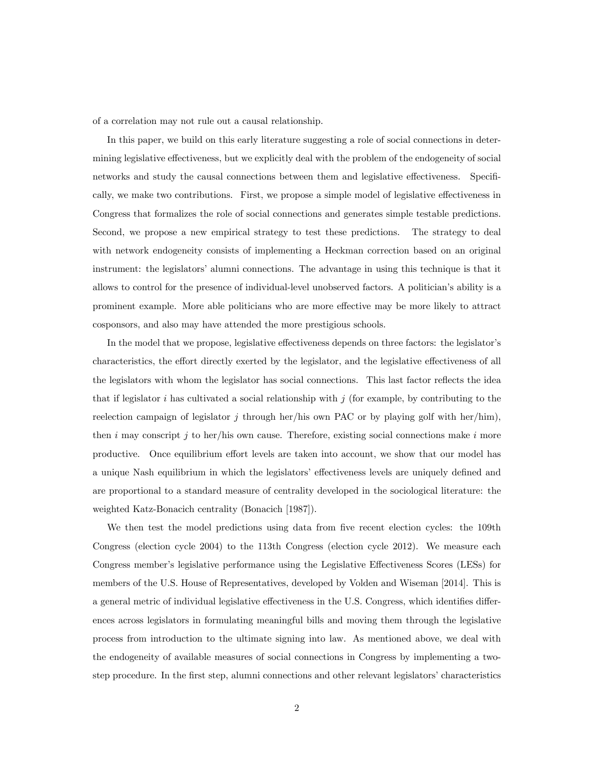of a correlation may not rule out a causal relationship.

In this paper, we build on this early literature suggesting a role of social connections in determining legislative effectiveness, but we explicitly deal with the problem of the endogeneity of social networks and study the causal connections between them and legislative effectiveness. Specifically, we make two contributions. First, we propose a simple model of legislative effectiveness in Congress that formalizes the role of social connections and generates simple testable predictions. Second, we propose a new empirical strategy to test these predictions. The strategy to deal with network endogeneity consists of implementing a Heckman correction based on an original instrument: the legislators' alumni connections. The advantage in using this technique is that it allows to control for the presence of individual-level unobserved factors. A politician's ability is a prominent example. More able politicians who are more effective may be more likely to attract cosponsors, and also may have attended the more prestigious schools.

In the model that we propose, legislative effectiveness depends on three factors: the legislator's characteristics, the effort directly exerted by the legislator, and the legislative effectiveness of all the legislators with whom the legislator has social connections. This last factor reflects the idea that if legislator $i$ has cultivated a social relationship with $j$ (for example, by contributing to the reelection campaign of legislator $j$ through her/his own PAC or by playing golf with her/him), then $i$ may conscript $j$ to her/his own cause. Therefore, existing social connections make $i$ more productive. Once equilibrium effort levels are taken into account, we show that our model has a unique Nash equilibrium in which the legislators' effectiveness levels are uniquely defined and are proportional to a standard measure of centrality developed in the sociological literature: the weighted Katz-Bonacich centrality (Bonacich [1987]).

We then test the model predictions using data from five recent election cycles: the 109th Congress (election cycle 2004) to the 113th Congress (election cycle 2012). We measure each Congress member's legislative performance using the Legislative Effectiveness Scores (LESs) for members of the U.S. House of Representatives, developed by Volden and Wiseman [2014]. This is a general metric of individual legislative effectiveness in the U.S. Congress, which identifies differences across legislators in formulating meaningful bills and moving them through the legislative process from introduction to the ultimate signing into law. As mentioned above, we deal with the endogeneity of available measures of social connections in Congress by implementing a two-step procedure. In the first step, alumni connections and other relevant legislators' characteristics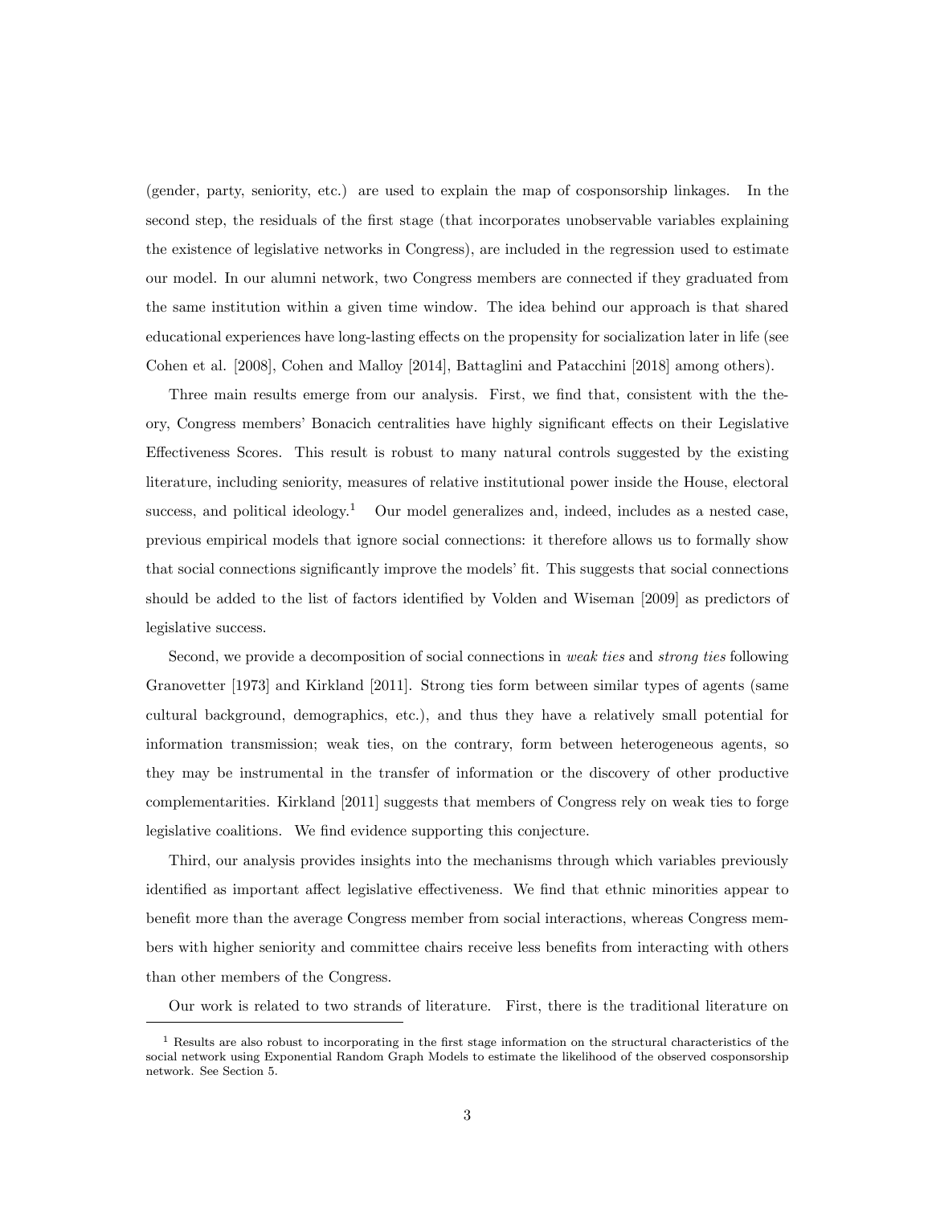(gender, party, seniority, etc.) are used to explain the map of cosponsorship linkages. In the second step, the residuals of the first stage (that incorporates unobservable variables explaining the existence of legislative networks in Congress), are included in the regression used to estimate our model. In our alumni network, two Congress members are connected if they graduated from the same institution within a given time window. The idea behind our approach is that shared educational experiences have long-lasting effects on the propensity for socialization later in life (see Cohen et al. [2008], Cohen and Malloy [2014], Battaglini and Patacchini [2018] among others).

Three main results emerge from our analysis. First, we find that, consistent with the theory, Congress members' Bonacich centralities have highly significant effects on their Legislative Effectiveness Scores. This result is robust to many natural controls suggested by the existing literature, including seniority, measures of relative institutional power inside the House, electoral success, and political ideology.[1] Our model generalizes and, indeed, includes as a nested case, previous empirical models that ignore social connections: it therefore allows us to formally show that social connections significantly improve the models' fit. This suggests that social connections should be added to the list of factors identified by Volden and Wiseman [2009] as predictors of legislative success.

Second, we provide a decomposition of social connections in *weak ties* and *strong ties* following Granovetter [1973] and Kirkland [2011]. Strong ties form between similar types of agents (same cultural background, demographics, etc.), and thus they have a relatively small potential for information transmission; weak ties, on the contrary, form between heterogeneous agents, so they may be instrumental in the transfer of information or the discovery of other productive complementarities. Kirkland [2011] suggests that members of Congress rely on weak ties to forge legislative coalitions. We find evidence supporting this conjecture.

Third, our analysis provides insights into the mechanisms through which variables previously identified as important affect legislative effectiveness. We find that ethnic minorities appear to benefit more than the average Congress member from social interactions, whereas Congress members with higher seniority and committee chairs receive less benefits from interacting with others than other members of the Congress.

Our work is related to two strands of literature. First, there is the traditional literature on

---

[1] Results are also robust to incorporating in the first stage information on the structural characteristics of the social network using Exponential Random Graph Models to estimate the likelihood of the observed cosponsorship network. See Section 5.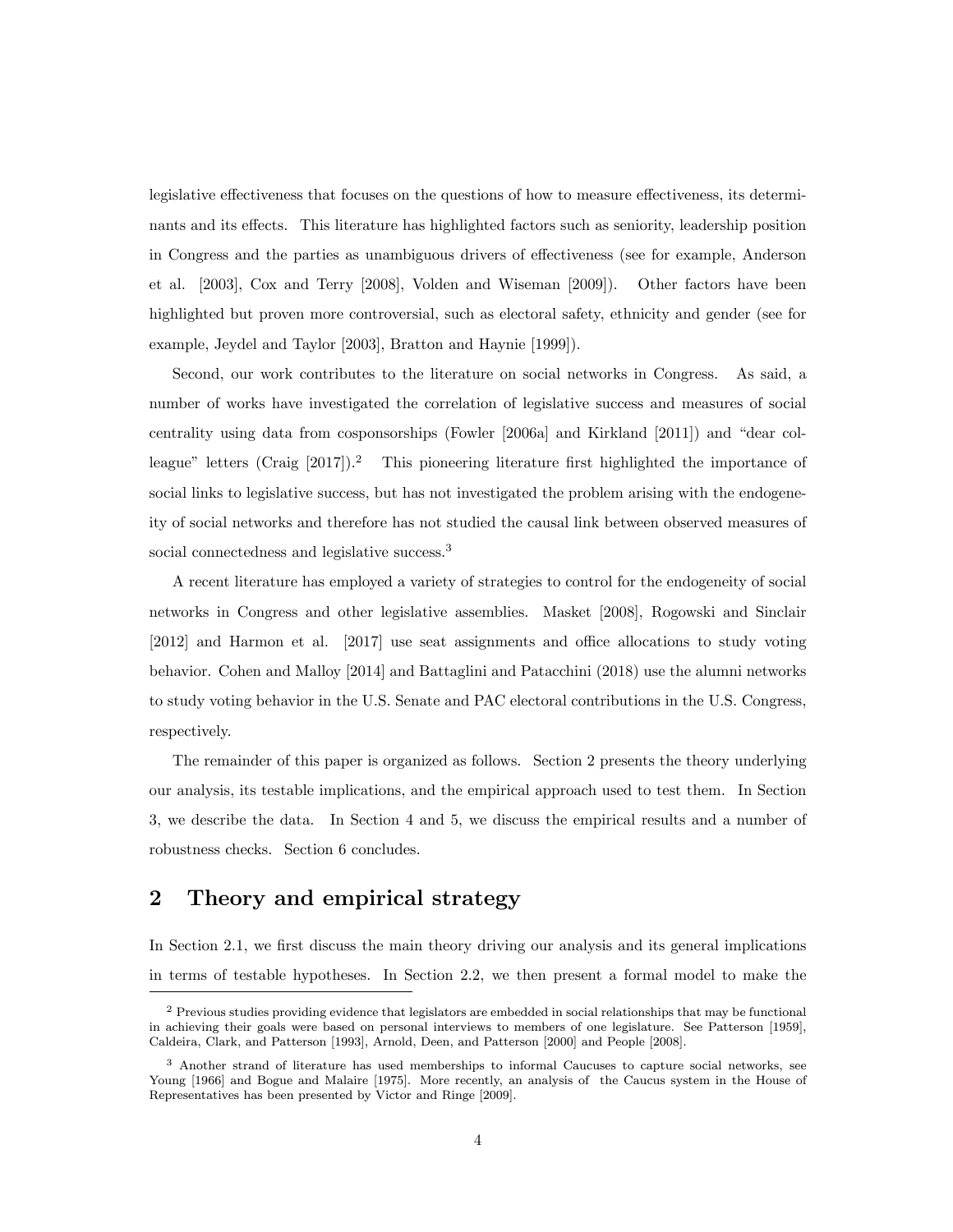legislative effectiveness that focuses on the questions of how to measure effectiveness, its determinants and its effects. This literature has highlighted factors such as seniority, leadership position in Congress and the parties as unambiguous drivers of effectiveness (see for example, Anderson et al. [2003], Cox and Terry [2008], Volden and Wiseman [2009]). Other factors have been highlighted but proven more controversial, such as electoral safety, ethnicity and gender (see for example, Jeydel and Taylor [2003], Bratton and Haynie [1999]).

Second, our work contributes to the literature on social networks in Congress. As said, a number of works have investigated the correlation of legislative success and measures of social centrality using data from cosponsorships (Fowler [2006a] and Kirkland [2011]) and "dear colleague" letters (Craig [2017]).[2] This pioneering literature first highlighted the importance of social links to legislative success, but has not investigated the problem arising with the endogeneity of social networks and therefore has not studied the causal link between observed measures of social connectedness and legislative success.[3]

A recent literature has employed a variety of strategies to control for the endogeneity of social networks in Congress and other legislative assemblies. Masket [2008], Rogowski and Sinclair [2012] and Harmon et al. [2017] use seat assignments and office allocations to study voting behavior. Cohen and Malloy [2014] and Battaglini and Patacchini (2018) use the alumni networks to study voting behavior in the U.S. Senate and PAC electoral contributions in the U.S. Congress, respectively.

The remainder of this paper is organized as follows. Section 2 presents the theory underlying our analysis, its testable implications, and the empirical approach used to test them. In Section 3, we describe the data. In Section 4 and 5, we discuss the empirical results and a number of robustness checks. Section 6 concludes.

## 2 Theory and empirical strategy

In Section 2.1, we first discuss the main theory driving our analysis and its general implications in terms of testable hypotheses. In Section 2.2, we then present a formal model to make the

---

[2] Previous studies providing evidence that legislators are embedded in social relationships that may be functional in achieving their goals were based on personal interviews to members of one legislature. See Patterson [1959], Caldeira, Clark, and Patterson [1993], Arnold, Deen, and Patterson [2000] and People [2008].

[3] Another strand of literature has used memberships to informal Caucuses to capture social networks, see Young [1966] and Bogue and Malaire [1975]. More recently, an analysis of the Caucus system in the House of Representatives has been presented by Victor and Ringe [2009].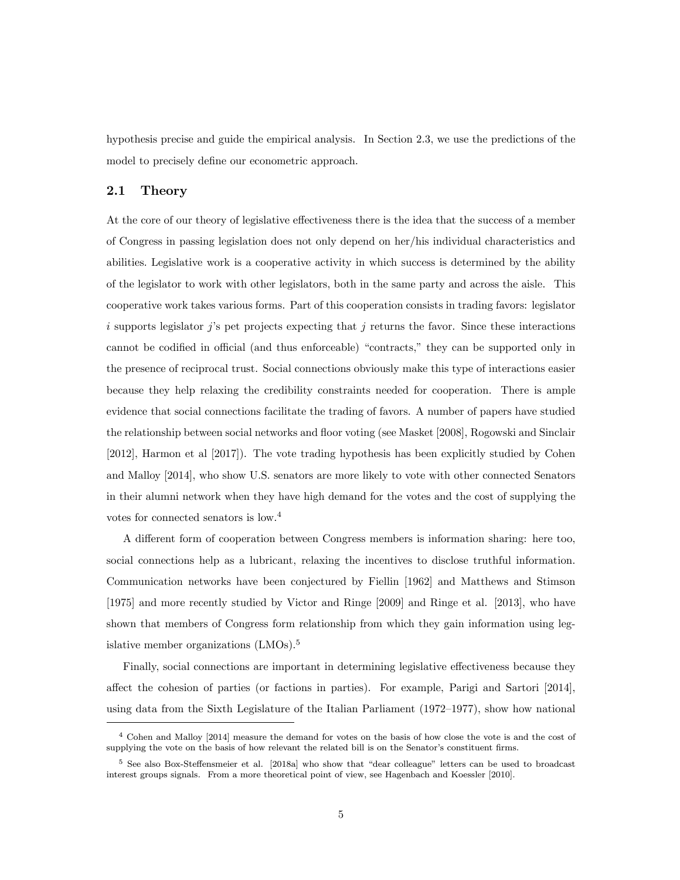hypothesis precise and guide the empirical analysis. In Section 2.3, we use the predictions of the model to precisely define our econometric approach.

## 2.1 Theory

At the core of our theory of legislative effectiveness there is the idea that the success of a member of Congress in passing legislation does not only depend on her/his individual characteristics and abilities. Legislative work is a cooperative activity in which success is determined by the ability of the legislator to work with other legislators, both in the same party and across the aisle. This cooperative work takes various forms. Part of this cooperation consists in trading favors: legislator $i$ supports legislator $j$'s pet projects expecting that $j$ returns the favor. Since these interactions cannot be codified in official (and thus enforceable) "contracts," they can be supported only in the presence of reciprocal trust. Social connections obviously make this type of interactions easier because they help relaxing the credibility constraints needed for cooperation. There is ample evidence that social connections facilitate the trading of favors. A number of papers have studied the relationship between social networks and floor voting (see Masket [2008], Rogowski and Sinclair [2012], Harmon et al [2017]). The vote trading hypothesis has been explicitly studied by Cohen and Malloy [2014], who show U.S. senators are more likely to vote with other connected Senators in their alumni network when they have high demand for the votes and the cost of supplying the votes for connected senators is low.[4]

A different form of cooperation between Congress members is information sharing: here too, social connections help as a lubricant, relaxing the incentives to disclose truthful information. Communication networks have been conjectured by Fiellin [1962] and Matthews and Stimson [1975] and more recently studied by Victor and Ringe [2009] and Ringe et al. [2013], who have shown that members of Congress form relationship from which they gain information using legislative member organizations (LMOs).[5]

Finally, social connections are important in determining legislative effectiveness because they affect the cohesion of parties (or factions in parties). For example, Parigi and Sartori [2014], using data from the Sixth Legislature of the Italian Parliament (1972–1977), show how national

---

[4] Cohen and Malloy [2014] measure the demand for votes on the basis of how close the vote is and the cost of supplying the vote on the basis of how relevant the related bill is on the Senator's constituent firms.

[5] See also Box-Steffensmeier et al. [2018a] who show that "dear colleague" letters can be used to broadcast interest groups signals. From a more theoretical point of view, see Hagenbach and Koessler [2010].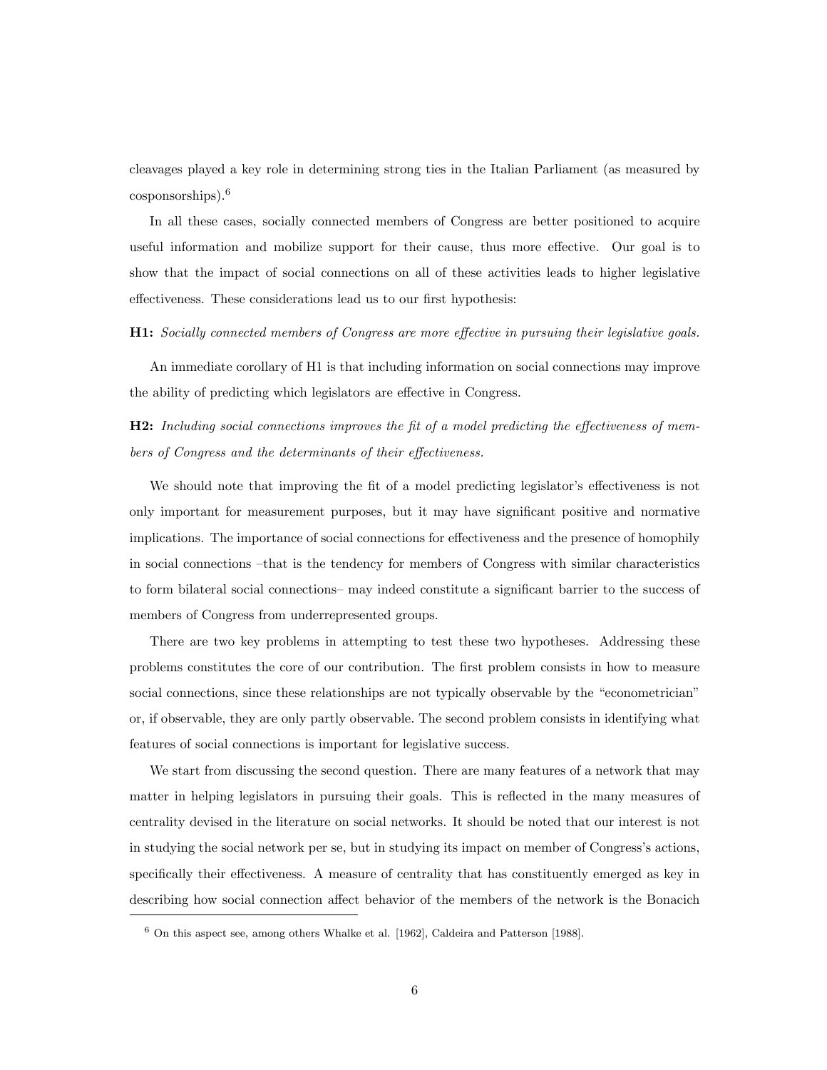cleavages played a key role in determining strong ties in the Italian Parliament (as measured by cosponsorships).[6]

In all these cases, socially connected members of Congress are better positioned to acquire useful information and mobilize support for their cause, thus more effective. Our goal is to show that the impact of social connections on all of these activities leads to higher legislative effectiveness. These considerations lead us to our first hypothesis:

**H1:** *Socially connected members of Congress are more effective in pursuing their legislative goals.*

An immediate corollary of H1 is that including information on social connections may improve the ability of predicting which legislators are effective in Congress.

**H2:** *Including social connections improves the fit of a model predicting the effectiveness of members of Congress and the determinants of their effectiveness.*

We should note that improving the fit of a model predicting legislator's effectiveness is not only important for measurement purposes, but it may have significant positive and normative implications. The importance of social connections for effectiveness and the presence of homophily in social connections –that is the tendency for members of Congress with similar characteristics to form bilateral social connections– may indeed constitute a significant barrier to the success of members of Congress from underrepresented groups.

There are two key problems in attempting to test these two hypotheses. Addressing these problems constitutes the core of our contribution. The first problem consists in how to measure social connections, since these relationships are not typically observable by the "econometrician" or, if observable, they are only partly observable. The second problem consists in identifying what features of social connections is important for legislative success.

We start from discussing the second question. There are many features of a network that may matter in helping legislators in pursuing their goals. This is reflected in the many measures of centrality devised in the literature on social networks. It should be noted that our interest is not in studying the social network per se, but in studying its impact on member of Congress's actions, specifically their effectiveness. A measure of centrality that has constituently emerged as key in describing how social connection affect behavior of the members of the network is the Bonacich

[6] On this aspect see, among others Whalke et al. [1962], Caldeira and Patterson [1988].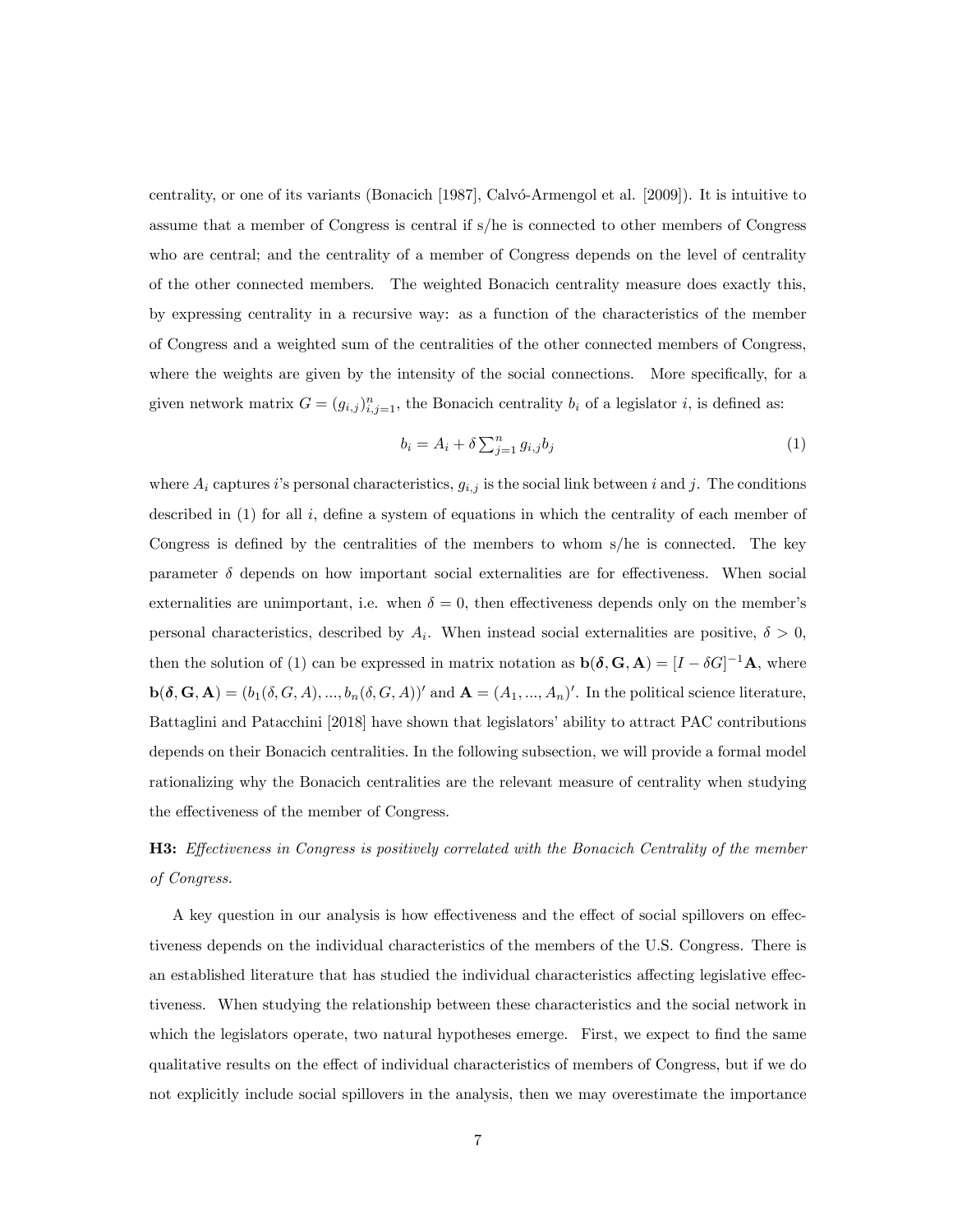centrality, or one of its variants (Bonacich [1987], Calvó-Armengol et al. [2009]). It is intuitive to assume that a member of Congress is central if s/he is connected to other members of Congress who are central; and the centrality of a member of Congress depends on the level of centrality of the other connected members. The weighted Bonacich centrality measure does exactly this, by expressing centrality in a recursive way: as a function of the characteristics of the member of Congress and a weighted sum of the centralities of the other connected members of Congress, where the weights are given by the intensity of the social connections. More specifically, for a given network matrix $G = (g_{i,j})_{i,j=1}^{n}$, the Bonacich centrality $b_i$ of a legislator $i$, is defined as:

$$b_i = A_i + \delta \sum_{j=1}^{n} g_{i,j} b_j \tag{1}$$

where $A_i$ captures $i$'s personal characteristics, $g_{i,j}$ is the social link between $i$ and $j$. The conditions described in (1) for all $i$, define a system of equations in which the centrality of each member of Congress is defined by the centralities of the members to whom s/he is connected. The key parameter $\delta$ depends on how important social externalities are for effectiveness. When social externalities are unimportant, i.e. when $\delta = 0$, then effectiveness depends only on the member's personal characteristics, described by $A_i$. When instead social externalities are positive, $\delta > 0$, then the solution of (1) can be expressed in matrix notation as $\mathbf{b}(\boldsymbol{\delta}, \mathbf{G}, \mathbf{A}) = [I - \delta G]^{-1}\mathbf{A}$, where $\mathbf{b}(\boldsymbol{\delta}, \mathbf{G}, \mathbf{A}) = (b_1(\delta, G, A), ..., b_n(\delta, G, A))'$ and $\mathbf{A} = (A_1, ..., A_n)'$. In the political science literature, Battaglini and Patacchini [2018] have shown that legislators' ability to attract PAC contributions depends on their Bonacich centralities. In the following subsection, we will provide a formal model rationalizing why the Bonacich centralities are the relevant measure of centrality when studying the effectiveness of the member of Congress.

**H3:** *Effectiveness in Congress is positively correlated with the Bonacich Centrality of the member of Congress.*

A key question in our analysis is how effectiveness and the effect of social spillovers on effectiveness depends on the individual characteristics of the members of the U.S. Congress. There is an established literature that has studied the individual characteristics affecting legislative effectiveness. When studying the relationship between these characteristics and the social network in which the legislators operate, two natural hypotheses emerge. First, we expect to find the same qualitative results on the effect of individual characteristics of members of Congress, but if we do not explicitly include social spillovers in the analysis, then we may overestimate the importance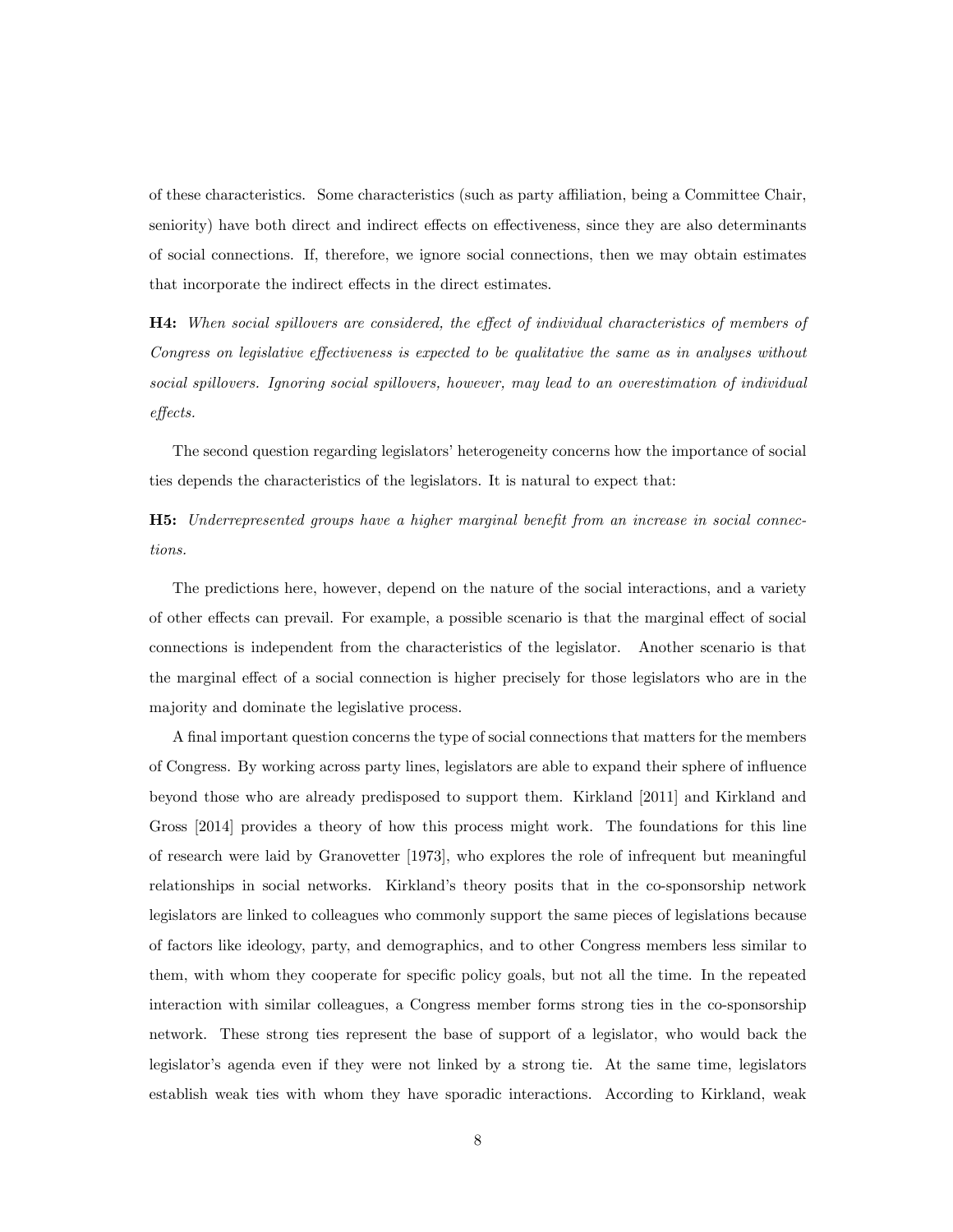of these characteristics. Some characteristics (such as party affiliation, being a Committee Chair, seniority) have both direct and indirect effects on effectiveness, since they are also determinants of social connections. If, therefore, we ignore social connections, then we may obtain estimates that incorporate the indirect effects in the direct estimates.

**H4:** *When social spillovers are considered, the effect of individual characteristics of members of Congress on legislative effectiveness is expected to be qualitative the same as in analyses without social spillovers. Ignoring social spillovers, however, may lead to an overestimation of individual effects.*

The second question regarding legislators' heterogeneity concerns how the importance of social ties depends the characteristics of the legislators. It is natural to expect that:

**H5:** *Underrepresented groups have a higher marginal benefit from an increase in social connections.*

The predictions here, however, depend on the nature of the social interactions, and a variety of other effects can prevail. For example, a possible scenario is that the marginal effect of social connections is independent from the characteristics of the legislator. Another scenario is that the marginal effect of a social connection is higher precisely for those legislators who are in the majority and dominate the legislative process.

A final important question concerns the type of social connections that matters for the members of Congress. By working across party lines, legislators are able to expand their sphere of influence beyond those who are already predisposed to support them. Kirkland [2011] and Kirkland and Gross [2014] provides a theory of how this process might work. The foundations for this line of research were laid by Granovetter [1973], who explores the role of infrequent but meaningful relationships in social networks. Kirkland's theory posits that in the co-sponsorship network legislators are linked to colleagues who commonly support the same pieces of legislations because of factors like ideology, party, and demographics, and to other Congress members less similar to them, with whom they cooperate for specific policy goals, but not all the time. In the repeated interaction with similar colleagues, a Congress member forms strong ties in the co-sponsorship network. These strong ties represent the base of support of a legislator, who would back the legislator's agenda even if they were not linked by a strong tie. At the same time, legislators establish weak ties with whom they have sporadic interactions. According to Kirkland, weak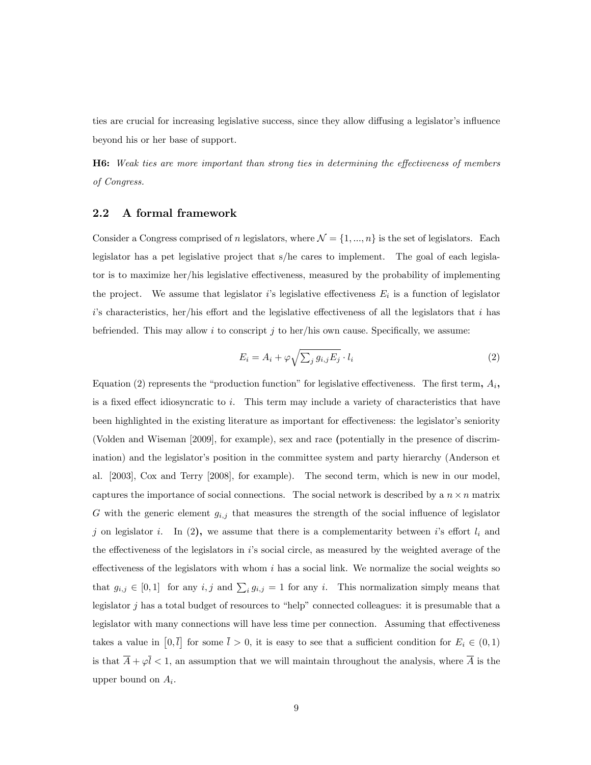ties are crucial for increasing legislative success, since they allow diffusing a legislator's influence beyond his or her base of support.

**H6:** *Weak ties are more important than strong ties in determining the effectiveness of members of Congress.*

### 2.2 A formal framework

Consider a Congress comprised of $n$ legislators, where $\mathcal{N} = \{1, ..., n\}$ is the set of legislators. Each legislator has a pet legislative project that s/he cares to implement. The goal of each legislator is to maximize her/his legislative effectiveness, measured by the probability of implementing the project. We assume that legislator $i$'s legislative effectiveness $E_i$ is a function of legislator $i$'s characteristics, her/his effort and the legislative effectiveness of all the legislators that $i$ has befriended. This may allow $i$ to conscript $j$ to her/his own cause. Specifically, we assume:

$$E_i = A_i + \varphi\sqrt{\sum_j g_{i,j} E_j} \cdot l_i \tag{2}$$

Equation (2) represents the "production function" for legislative effectiveness. The first term, $A_i$, is a fixed effect idiosyncratic to $i$. This term may include a variety of characteristics that have been highlighted in the existing literature as important for effectiveness: the legislator's seniority (Volden and Wiseman [2009], for example), sex and race (potentially in the presence of discrimination) and the legislator's position in the committee system and party hierarchy (Anderson et al. [2003], Cox and Terry [2008], for example). The second term, which is new in our model, captures the importance of social connections. The social network is described by a $n \times n$ matrix $G$ with the generic element $g_{i,j}$ that measures the strength of the social influence of legislator $j$ on legislator $i$. In (2), we assume that there is a complementarity between $i$'s effort $l_i$ and the effectiveness of the legislators in $i$'s social circle, as measured by the weighted average of the effectiveness of the legislators with whom $i$ has a social link. We normalize the social weights so that $g_{i,j} \in [0, 1]$ for any $i, j$ and $\sum_i g_{i,j} = 1$ for any $i$. This normalization simply means that legislator $j$ has a total budget of resources to "help" connected colleagues: it is presumable that a legislator with many connections will have less time per connection. Assuming that effectiveness takes a value in $[0, \bar{l}]$ for some $\bar{l} > 0$, it is easy to see that a sufficient condition for $E_i \in (0, 1)$ is that $\overline{A} + \varphi\bar{l} < 1$, an assumption that we will maintain throughout the analysis, where $\overline{A}$ is the upper bound on $A_i$.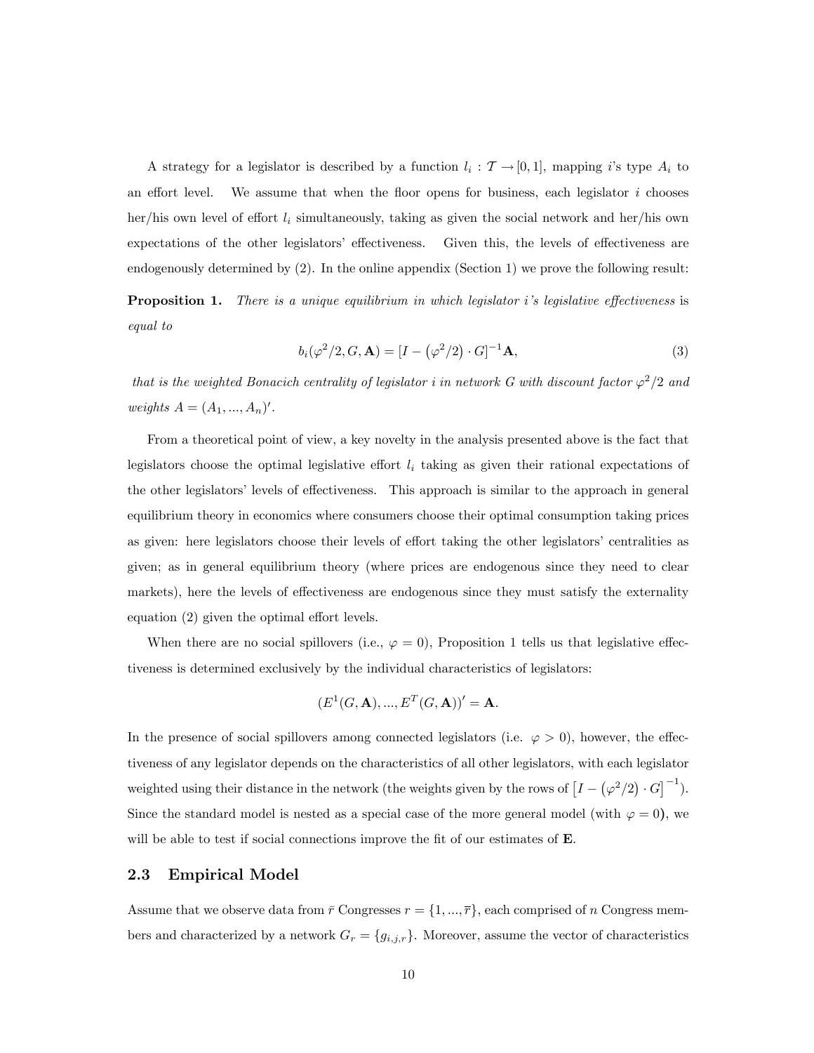A strategy for a legislator is described by a function $l_i : \mathcal{T} \to [0,1]$, mapping $i$'s type $A_i$ to an effort level. We assume that when the floor opens for business, each legislator $i$ chooses her/his own level of effort $l_i$ simultaneously, taking as given the social network and her/his own expectations of the other legislators' effectiveness. Given this, the levels of effectiveness are endogenously determined by (2). In the online appendix (Section 1) we prove the following result:

**Proposition 1.** *There is a unique equilibrium in which legislator i's legislative effectiveness* is *equal to*

$$b_i(\varphi^2/2, G, \mathbf{A}) = [I - \left(\varphi^2/2\right) \cdot G]^{-1}\mathbf{A}, \tag{3}$$

*that is the weighted Bonacich centrality of legislator i in network G with discount factor $\varphi^2/2$ and weights $A = (A_1, ..., A_n)'$.*

From a theoretical point of view, a key novelty in the analysis presented above is the fact that legislators choose the optimal legislative effort $l_i$ taking as given their rational expectations of the other legislators' levels of effectiveness. This approach is similar to the approach in general equilibrium theory in economics where consumers choose their optimal consumption taking prices as given: here legislators choose their levels of effort taking the other legislators' centralities as given; as in general equilibrium theory (where prices are endogenous since they need to clear markets), here the levels of effectiveness are endogenous since they must satisfy the externality equation (2) given the optimal effort levels.

When there are no social spillovers (i.e., $\varphi = 0$), Proposition 1 tells us that legislative effectiveness is determined exclusively by the individual characteristics of legislators:

$$(E^1(G, \mathbf{A}), ..., E^T(G, \mathbf{A}))' = \mathbf{A}.$$

In the presence of social spillovers among connected legislators (i.e. $\varphi > 0$), however, the effectiveness of any legislator depends on the characteristics of all other legislators, with each legislator weighted using their distance in the network (the weights given by the rows of $\left[I - \left(\varphi^2/2\right) \cdot G\right]^{-1}$). Since the standard model is nested as a special case of the more general model (with $\varphi = 0$), we will be able to test if social connections improve the fit of our estimates of $\mathbf{E}$.

## 2.3 Empirical Model

Assume that we observe data from $\bar{r}$ Congresses $r = \{1, ..., \bar{r}\}$, each comprised of $n$ Congress members and characterized by a network $G_r = \{g_{i,j,r}\}$. Moreover, assume the vector of characteristics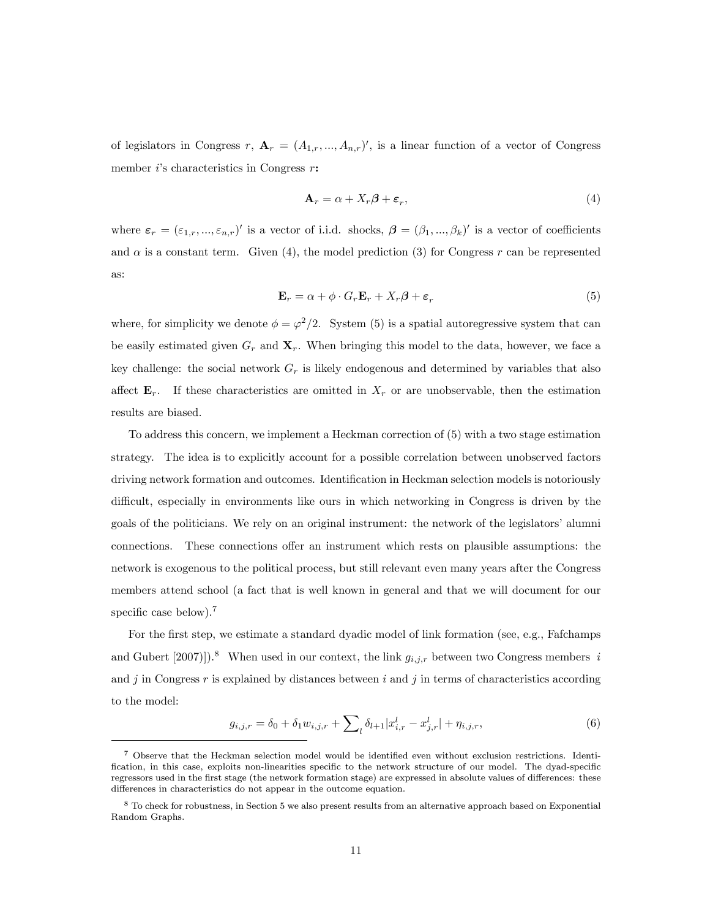of legislators in Congress $r$, $\mathbf{A}_r = (A_{1,r}, ..., A_{n,r})'$, is a linear function of a vector of Congress member $i$'s characteristics in Congress $r$**:**

$$\mathbf{A}_r = \alpha + X_r\boldsymbol{\beta} + \boldsymbol{\varepsilon}_r, \tag{4}$$

where $\boldsymbol{\varepsilon}_r = (\varepsilon_{1,r}, ..., \varepsilon_{n,r})'$ is a vector of i.i.d. shocks, $\boldsymbol{\beta} = (\beta_1, ..., \beta_k)'$ is a vector of coefficients and $\alpha$ is a constant term. Given (4), the model prediction (3) for Congress $r$ can be represented as:

$$\mathbf{E}_r = \alpha + \phi \cdot G_r\mathbf{E}_r + X_r\boldsymbol{\beta} + \boldsymbol{\varepsilon}_r \tag{5}$$

where, for simplicity we denote $\phi = \varphi^2/2$. System (5) is a spatial autoregressive system that can be easily estimated given $G_r$ and $\mathbf{X}_r$. When bringing this model to the data, however, we face a key challenge: the social network $G_r$ is likely endogenous and determined by variables that also affect $\mathbf{E}_r$. If these characteristics are omitted in $X_r$ or are unobservable, then the estimation results are biased.

To address this concern, we implement a Heckman correction of (5) with a two stage estimation strategy. The idea is to explicitly account for a possible correlation between unobserved factors driving network formation and outcomes. Identification in Heckman selection models is notoriously difficult, especially in environments like ours in which networking in Congress is driven by the goals of the politicians. We rely on an original instrument: the network of the legislators' alumni connections. These connections offer an instrument which rests on plausible assumptions: the network is exogenous to the political process, but still relevant even many years after the Congress members attend school (a fact that is well known in general and that we will document for our specific case below).[7]

For the first step, we estimate a standard dyadic model of link formation (see, e.g., Fafchamps and Gubert [2007]).[8] When used in our context, the link $g_{i,j,r}$ between two Congress members $i$ and $j$ in Congress $r$ is explained by distances between $i$ and $j$ in terms of characteristics according to the model:

$$g_{i,j,r} = \delta_0 + \delta_1 w_{i,j,r} + \sum\nolimits_l \delta_{l+1}|x^l_{i,r} - x^l_{j,r}| + \eta_{i,j,r}, \tag{6}$$

[7] Observe that the Heckman selection model would be identified even without exclusion restrictions. Identification, in this case, exploits non-linearities specific to the network structure of our model. The dyad-specific regressors used in the first stage (the network formation stage) are expressed in absolute values of differences: these differences in characteristics do not appear in the outcome equation.

[8] To check for robustness, in Section 5 we also present results from an alternative approach based on Exponential Random Graphs.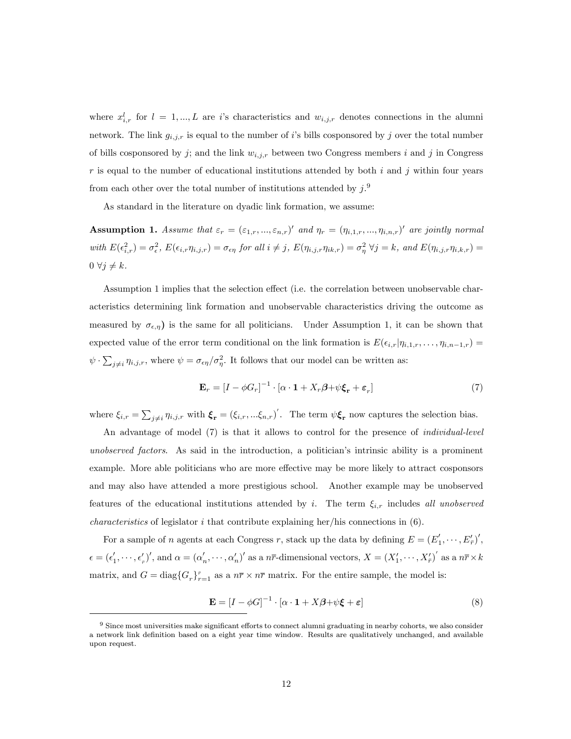where $x^l_{i,r}$ for $l = 1, ..., L$ are $i$'s characteristics and $w_{i,j,r}$ denotes connections in the alumni network. The link $g_{i,j,r}$ is equal to the number of $i$'s bills cosponsored by $j$ over the total number of bills cosponsored by $j$; and the link $w_{i,j,r}$ between two Congress members $i$ and $j$ in Congress $r$ is equal to the number of educational institutions attended by both $i$ and $j$ within four years from each other over the total number of institutions attended by $j$.[9]

As standard in the literature on dyadic link formation, we assume:

**Assumption 1.** *Assume that $\varepsilon_r = (\varepsilon_{1,r}, ..., \varepsilon_{n,r})'$ and $\eta_r = (\eta_{i,1,r}, ..., \eta_{i,n,r})'$ are jointly normal with $E(\epsilon^2_{i,r}) = \sigma^2_\epsilon$, $E(\epsilon_{i,r}\eta_{i,j,r}) = \sigma_{\epsilon\eta}$ for all $i \neq j$, $E(\eta_{i,j,r}\eta_{ik,r}) = \sigma^2_\eta$ $\forall j = k$, and $E(\eta_{i,j,r}\eta_{i,k,r}) = 0$ $\forall j \neq k$.*

Assumption 1 implies that the selection effect (i.e. the correlation between unobservable characteristics determining link formation and unobservable characteristics driving the outcome as measured by $\sigma_{\epsilon,\eta}$) is the same for all politicians. Under Assumption 1, it can be shown that expected value of the error term conditional on the link formation is $E(\epsilon_{i,r}|\eta_{i,1,r}, \ldots, \eta_{i,n-1,r}) = \psi \cdot \sum_{j \neq i} \eta_{i,j,r}$, where $\psi = \sigma_{\epsilon\eta}/\sigma^2_\eta$. It follows that our model can be written as:

$$\mathbf{E}_r = [I - \phi G_r]^{-1} \cdot [\alpha \cdot \mathbf{1} + X_r\boldsymbol{\beta} + \psi\boldsymbol{\xi}_\mathbf{r} + \boldsymbol{\varepsilon}_r] \tag{7}$$

where $\xi_{i,r} = \sum_{j \neq i} \eta_{i,j,r}$ with $\boldsymbol{\xi}_\mathbf{r} = (\xi_{i,r}, ... \xi_{n,r})'$. The term $\psi\boldsymbol{\xi}_\mathbf{r}$ now captures the selection bias.

An advantage of model (7) is that it allows to control for the presence of *individual-level unobserved factors*. As said in the introduction, a politician's intrinsic ability is a prominent example. More able politicians who are more effective may be more likely to attract cosponsors and may also have attended a more prestigious school. Another example may be unobserved features of the educational institutions attended by $i$. The term $\xi_{i,r}$ includes *all unobserved characteristics* of legislator $i$ that contribute explaining her/his connections in (6).

For a sample of $n$ agents at each Congress $r$, stack up the data by defining $E = (E'_1, \cdots, E'_{\bar{r}})'$, $\epsilon = (\epsilon'_1, \cdots, \epsilon'_{\bar{r}})'$, and $\alpha = (\alpha'_n, \cdots, \alpha'_n)'$ as a $n\bar{r}$-dimensional vectors, $X = (X'_1, \cdots, X'_{\bar{r}})'$ as a $n\bar{r} \times k$ matrix, and $G = \text{diag}\{G_r\}^{\bar{r}}_{r=1}$ as a $n\bar{r} \times n\bar{r}$ matrix. For the entire sample, the model is:

$$\mathbf{E} = [I - \phi G]^{-1} \cdot [\alpha \cdot \mathbf{1} + X\boldsymbol{\beta} + \psi\boldsymbol{\xi} + \boldsymbol{\varepsilon}] \tag{8}$$

[9] Since most universities make significant efforts to connect alumni graduating in nearby cohorts, we also consider a network link definition based on a eight year time window. Results are qualitatively unchanged, and available upon request.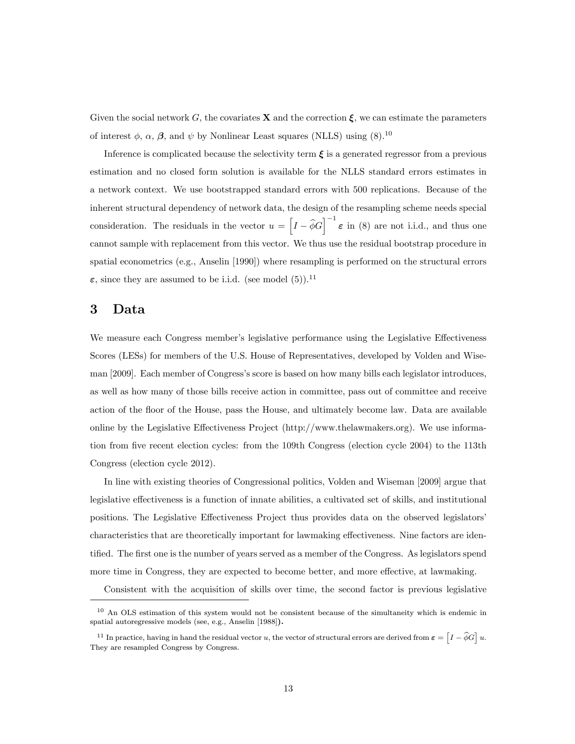Given the social network $G$, the covariates $\mathbf{X}$ and the correction $\boldsymbol{\xi}$, we can estimate the parameters of interest $\phi$, $\alpha$, $\boldsymbol{\beta}$, and $\psi$ by Nonlinear Least squares (NLLS) using (8).[10]

Inference is complicated because the selectivity term $\boldsymbol{\xi}$ is a generated regressor from a previous estimation and no closed form solution is available for the NLLS standard errors estimates in a network context. We use bootstrapped standard errors with 500 replications. Because of the inherent structural dependency of network data, the design of the resampling scheme needs special consideration. The residuals in the vector $u = \left[I - \widehat{\phi}G\right]^{-1} \boldsymbol{\varepsilon}$ in (8) are not i.i.d., and thus one cannot sample with replacement from this vector. We thus use the residual bootstrap procedure in spatial econometrics (e.g., Anselin [1990]) where resampling is performed on the structural errors $\boldsymbol{\varepsilon}$, since they are assumed to be i.i.d. (see model (5)).[11]

# 3 Data

We measure each Congress member's legislative performance using the Legislative Effectiveness Scores (LESs) for members of the U.S. House of Representatives, developed by Volden and Wiseman [2009]. Each member of Congress's score is based on how many bills each legislator introduces, as well as how many of those bills receive action in committee, pass out of committee and receive action of the floor of the House, pass the House, and ultimately become law. Data are available online by the Legislative Effectiveness Project (http://www.thelawmakers.org). We use information from five recent election cycles: from the 109th Congress (election cycle 2004) to the 113th Congress (election cycle 2012).

In line with existing theories of Congressional politics, Volden and Wiseman [2009] argue that legislative effectiveness is a function of innate abilities, a cultivated set of skills, and institutional positions. The Legislative Effectiveness Project thus provides data on the observed legislators' characteristics that are theoretically important for lawmaking effectiveness. Nine factors are identified. The first one is the number of years served as a member of the Congress. As legislators spend more time in Congress, they are expected to become better, and more effective, at lawmaking.

Consistent with the acquisition of skills over time, the second factor is previous legislative

---

[10] An OLS estimation of this system would not be consistent because of the simultaneity which is endemic in spatial autoregressive models (see, e.g., Anselin [1988]).

[11] In practice, having in hand the residual vector $u$, the vector of structural errors are derived from $\boldsymbol{\varepsilon} = \left[I - \widehat{\phi}G\right] u$. They are resampled Congress by Congress.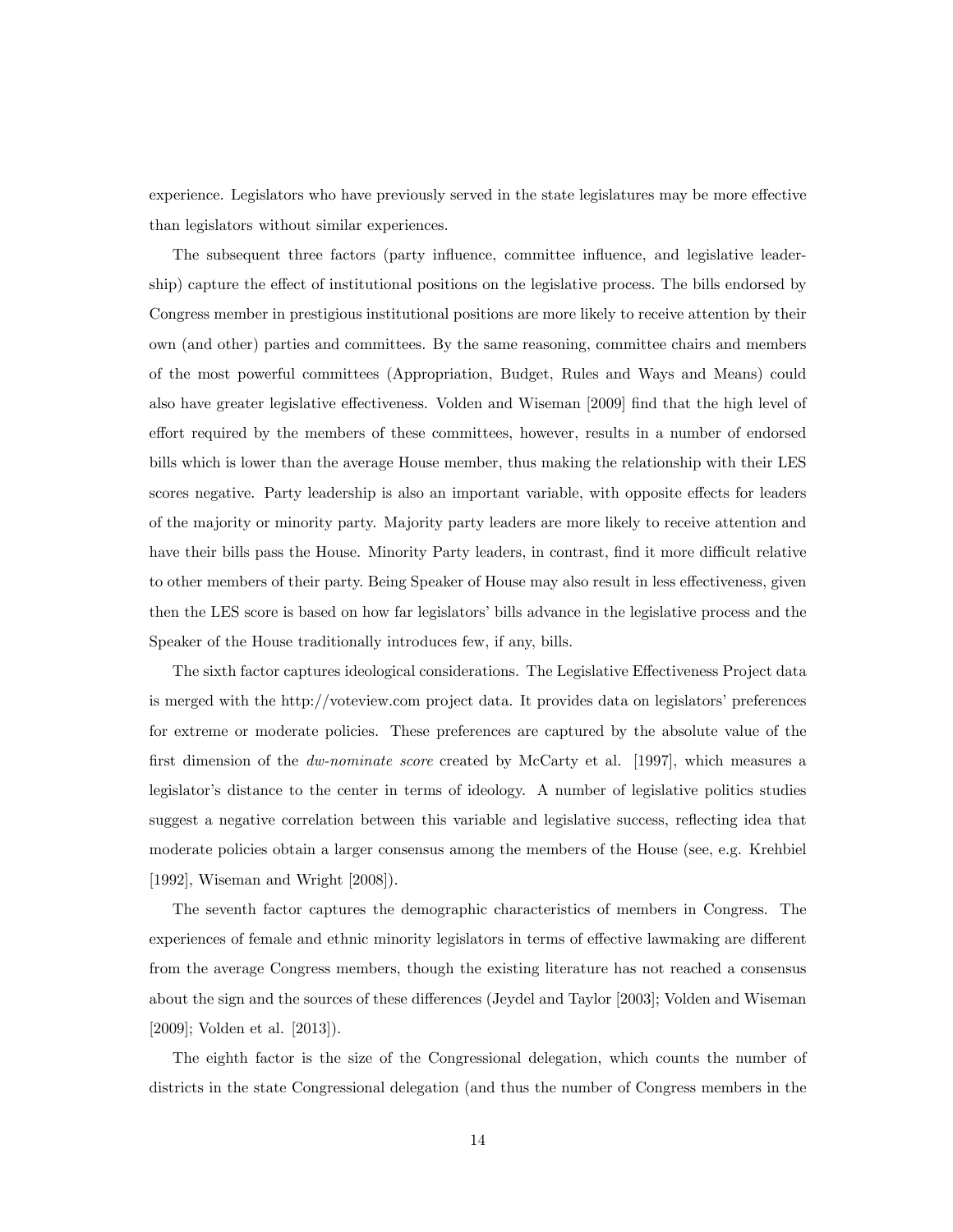experience. Legislators who have previously served in the state legislatures may be more effective than legislators without similar experiences.

The subsequent three factors (party influence, committee influence, and legislative leadership) capture the effect of institutional positions on the legislative process. The bills endorsed by Congress member in prestigious institutional positions are more likely to receive attention by their own (and other) parties and committees. By the same reasoning, committee chairs and members of the most powerful committees (Appropriation, Budget, Rules and Ways and Means) could also have greater legislative effectiveness. Volden and Wiseman [2009] find that the high level of effort required by the members of these committees, however, results in a number of endorsed bills which is lower than the average House member, thus making the relationship with their LES scores negative. Party leadership is also an important variable, with opposite effects for leaders of the majority or minority party. Majority party leaders are more likely to receive attention and have their bills pass the House. Minority Party leaders, in contrast, find it more difficult relative to other members of their party. Being Speaker of House may also result in less effectiveness, given then the LES score is based on how far legislators' bills advance in the legislative process and the Speaker of the House traditionally introduces few, if any, bills.

The sixth factor captures ideological considerations. The Legislative Effectiveness Project data is merged with the http://voteview.com project data. It provides data on legislators' preferences for extreme or moderate policies. These preferences are captured by the absolute value of the first dimension of the *dw-nominate score* created by McCarty et al. [1997], which measures a legislator's distance to the center in terms of ideology. A number of legislative politics studies suggest a negative correlation between this variable and legislative success, reflecting idea that moderate policies obtain a larger consensus among the members of the House (see, e.g. Krehbiel [1992], Wiseman and Wright [2008]).

The seventh factor captures the demographic characteristics of members in Congress. The experiences of female and ethnic minority legislators in terms of effective lawmaking are different from the average Congress members, though the existing literature has not reached a consensus about the sign and the sources of these differences (Jeydel and Taylor [2003]; Volden and Wiseman [2009]; Volden et al. [2013]).

The eighth factor is the size of the Congressional delegation, which counts the number of districts in the state Congressional delegation (and thus the number of Congress members in the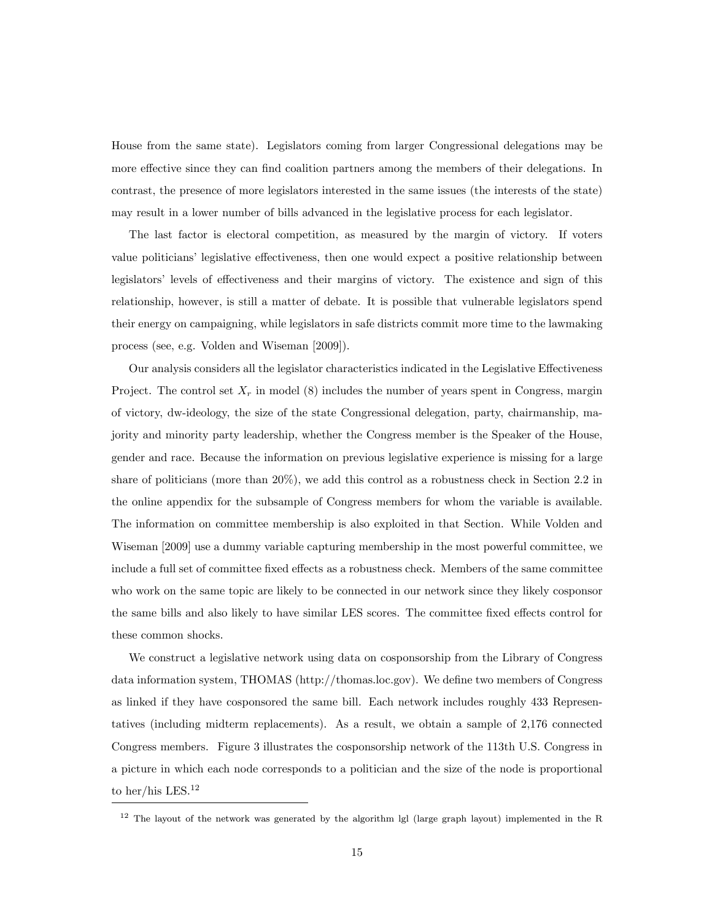House from the same state). Legislators coming from larger Congressional delegations may be more effective since they can find coalition partners among the members of their delegations. In contrast, the presence of more legislators interested in the same issues (the interests of the state) may result in a lower number of bills advanced in the legislative process for each legislator.

The last factor is electoral competition, as measured by the margin of victory. If voters value politicians' legislative effectiveness, then one would expect a positive relationship between legislators' levels of effectiveness and their margins of victory. The existence and sign of this relationship, however, is still a matter of debate. It is possible that vulnerable legislators spend their energy on campaigning, while legislators in safe districts commit more time to the lawmaking process (see, e.g. Volden and Wiseman [2009]).

Our analysis considers all the legislator characteristics indicated in the Legislative Effectiveness Project. The control set $X_r$ in model (8) includes the number of years spent in Congress, margin of victory, dw-ideology, the size of the state Congressional delegation, party, chairmanship, majority and minority party leadership, whether the Congress member is the Speaker of the House, gender and race. Because the information on previous legislative experience is missing for a large share of politicians (more than 20%), we add this control as a robustness check in Section 2.2 in the online appendix for the subsample of Congress members for whom the variable is available. The information on committee membership is also exploited in that Section. While Volden and Wiseman [2009] use a dummy variable capturing membership in the most powerful committee, we include a full set of committee fixed effects as a robustness check. Members of the same committee who work on the same topic are likely to be connected in our network since they likely cosponsor the same bills and also likely to have similar LES scores. The committee fixed effects control for these common shocks.

We construct a legislative network using data on cosponsorship from the Library of Congress data information system, THOMAS (http://thomas.loc.gov). We define two members of Congress as linked if they have cosponsored the same bill. Each network includes roughly 433 Representatives (including midterm replacements). As a result, we obtain a sample of 2,176 connected Congress members. Figure 3 illustrates the cosponsorship network of the 113th U.S. Congress in a picture in which each node corresponds to a politician and the size of the node is proportional to her/his LES.[12]

[12] The layout of the network was generated by the algorithm lgl (large graph layout) implemented in the R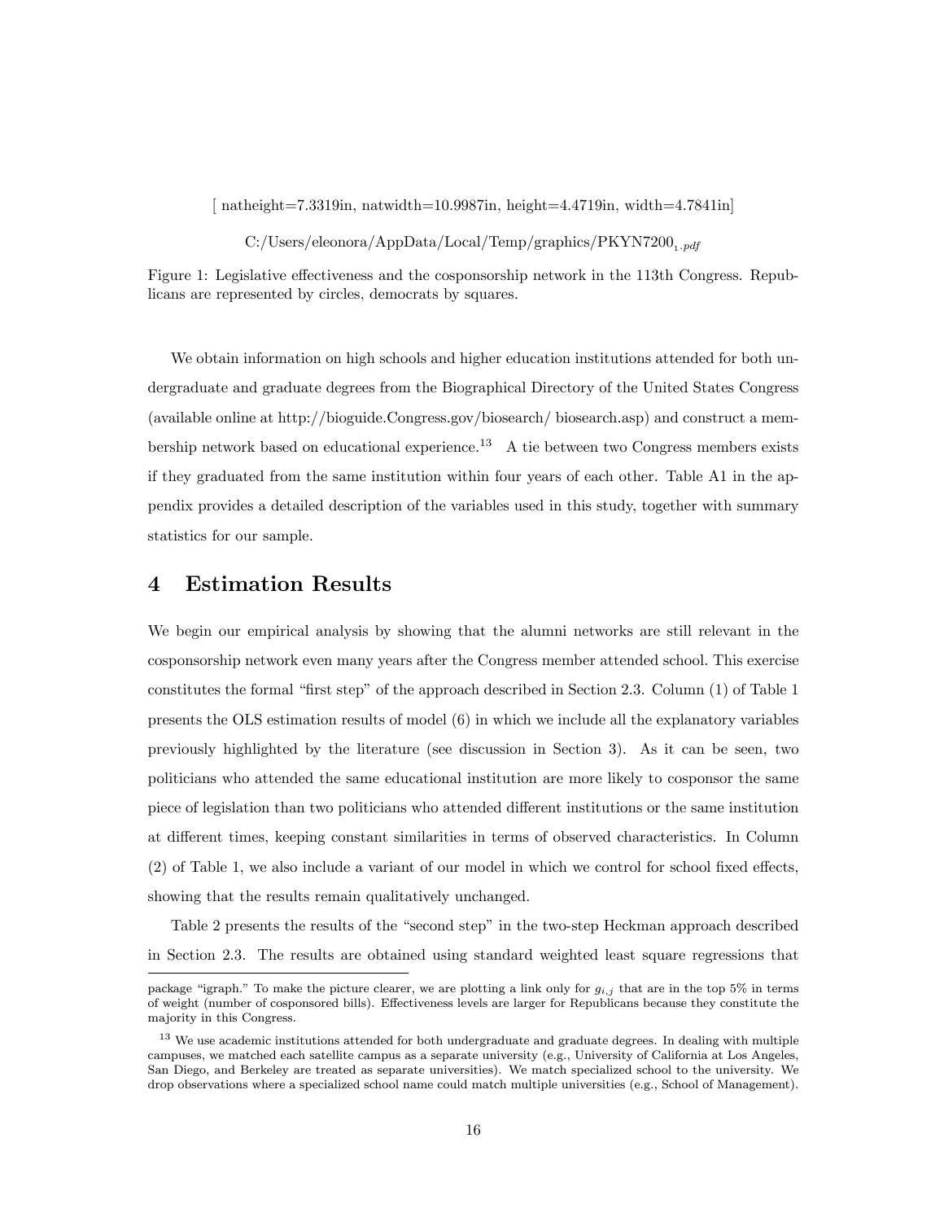[ natheight=7.3319in, natwidth=10.9987in, height=4.4719in, width=4.7841in]

C:/Users/eleonora/AppData/Local/Temp/graphics/PKYN7200$_{1.pdf}$

Figure 1: Legislative effectiveness and the cosponsorship network in the 113th Congress. Republicans are represented by circles, democrats by squares.

We obtain information on high schools and higher education institutions attended for both undergraduate and graduate degrees from the Biographical Directory of the United States Congress (available online at http://bioguide.Congress.gov/biosearch/ biosearch.asp) and construct a membership network based on educational experience.[13] A tie between two Congress members exists if they graduated from the same institution within four years of each other. Table A1 in the appendix provides a detailed description of the variables used in this study, together with summary statistics for our sample.

# 4 Estimation Results

We begin our empirical analysis by showing that the alumni networks are still relevant in the cosponsorship network even many years after the Congress member attended school. This exercise constitutes the formal "first step" of the approach described in Section 2.3. Column (1) of Table 1 presents the OLS estimation results of model (6) in which we include all the explanatory variables previously highlighted by the literature (see discussion in Section 3). As it can be seen, two politicians who attended the same educational institution are more likely to cosponsor the same piece of legislation than two politicians who attended different institutions or the same institution at different times, keeping constant similarities in terms of observed characteristics. In Column (2) of Table 1, we also include a variant of our model in which we control for school fixed effects, showing that the results remain qualitatively unchanged.

Table 2 presents the results of the "second step" in the two-step Heckman approach described in Section 2.3. The results are obtained using standard weighted least square regressions that

package "igraph." To make the picture clearer, we are plotting a link only for $g_{i,j}$ that are in the top 5% in terms of weight (number of cosponsored bills). Effectiveness levels are larger for Republicans because they constitute the majority in this Congress.

[13] We use academic institutions attended for both undergraduate and graduate degrees. In dealing with multiple campuses, we matched each satellite campus as a separate university (e.g., University of California at Los Angeles, San Diego, and Berkeley are treated as separate universities). We match specialized school to the university. We drop observations where a specialized school name could match multiple universities (e.g., School of Management).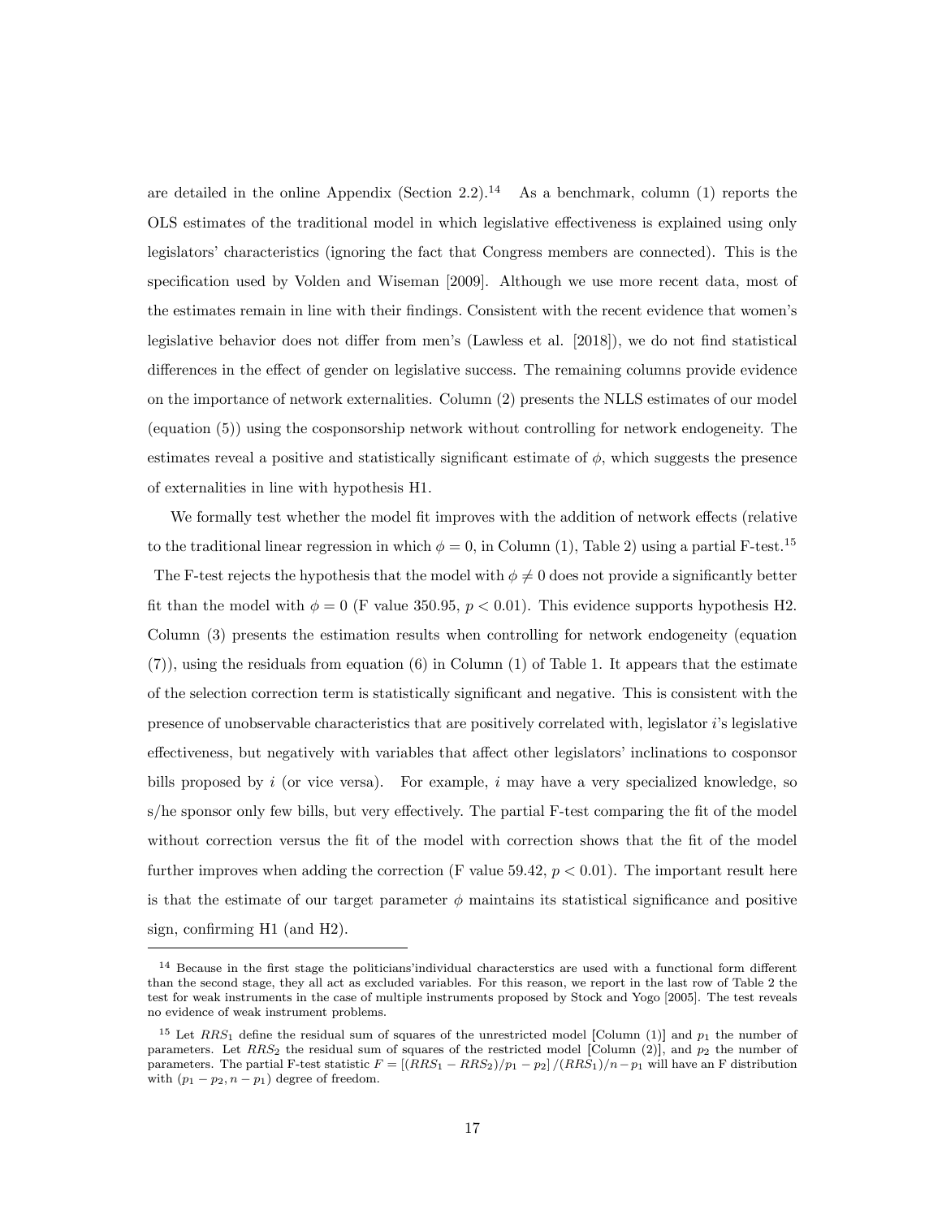are detailed in the online Appendix (Section 2.2).[14] As a benchmark, column (1) reports the OLS estimates of the traditional model in which legislative effectiveness is explained using only legislators' characteristics (ignoring the fact that Congress members are connected). This is the specification used by Volden and Wiseman [2009]. Although we use more recent data, most of the estimates remain in line with their findings. Consistent with the recent evidence that women's legislative behavior does not differ from men's (Lawless et al. [2018]), we do not find statistical differences in the effect of gender on legislative success. The remaining columns provide evidence on the importance of network externalities. Column (2) presents the NLLS estimates of our model (equation (5)) using the cosponsorship network without controlling for network endogeneity. The estimates reveal a positive and statistically significant estimate of $\phi$, which suggests the presence of externalities in line with hypothesis H1.

We formally test whether the model fit improves with the addition of network effects (relative to the traditional linear regression in which $\phi = 0$, in Column (1), Table 2) using a partial F-test.[15] The F-test rejects the hypothesis that the model with $\phi \neq 0$ does not provide a significantly better fit than the model with $\phi = 0$ (F value 350.95, $p < 0.01$). This evidence supports hypothesis H2. Column (3) presents the estimation results when controlling for network endogeneity (equation (7)), using the residuals from equation (6) in Column (1) of Table 1. It appears that the estimate of the selection correction term is statistically significant and negative. This is consistent with the presence of unobservable characteristics that are positively correlated with, legislator $i$'s legislative effectiveness, but negatively with variables that affect other legislators' inclinations to cosponsor bills proposed by $i$ (or vice versa). For example, $i$ may have a very specialized knowledge, so s/he sponsor only few bills, but very effectively. The partial F-test comparing the fit of the model without correction versus the fit of the model with correction shows that the fit of the model further improves when adding the correction (F value 59.42, $p < 0.01$). The important result here is that the estimate of our target parameter $\phi$ maintains its statistical significance and positive sign, confirming H1 (and H2).

[14] Because in the first stage the politicians'individual characterstics are used with a functional form different than the second stage, they all act as excluded variables. For this reason, we report in the last row of Table 2 the test for weak instruments in the case of multiple instruments proposed by Stock and Yogo [2005]. The test reveals no evidence of weak instrument problems.

[15] Let $RRS_1$ define the residual sum of squares of the unrestricted model [Column (1)] and $p_1$ the number of parameters. Let $RRS_2$ the residual sum of squares of the restricted model [Column (2)], and $p_2$ the number of parameters. The partial F-test statistic $F = [(RRS_1 - RRS_2)/p_1 - p_2] / (RRS_1)/n - p_1$ will have an F distribution with $(p_1 - p_2, n - p_1)$ degree of freedom.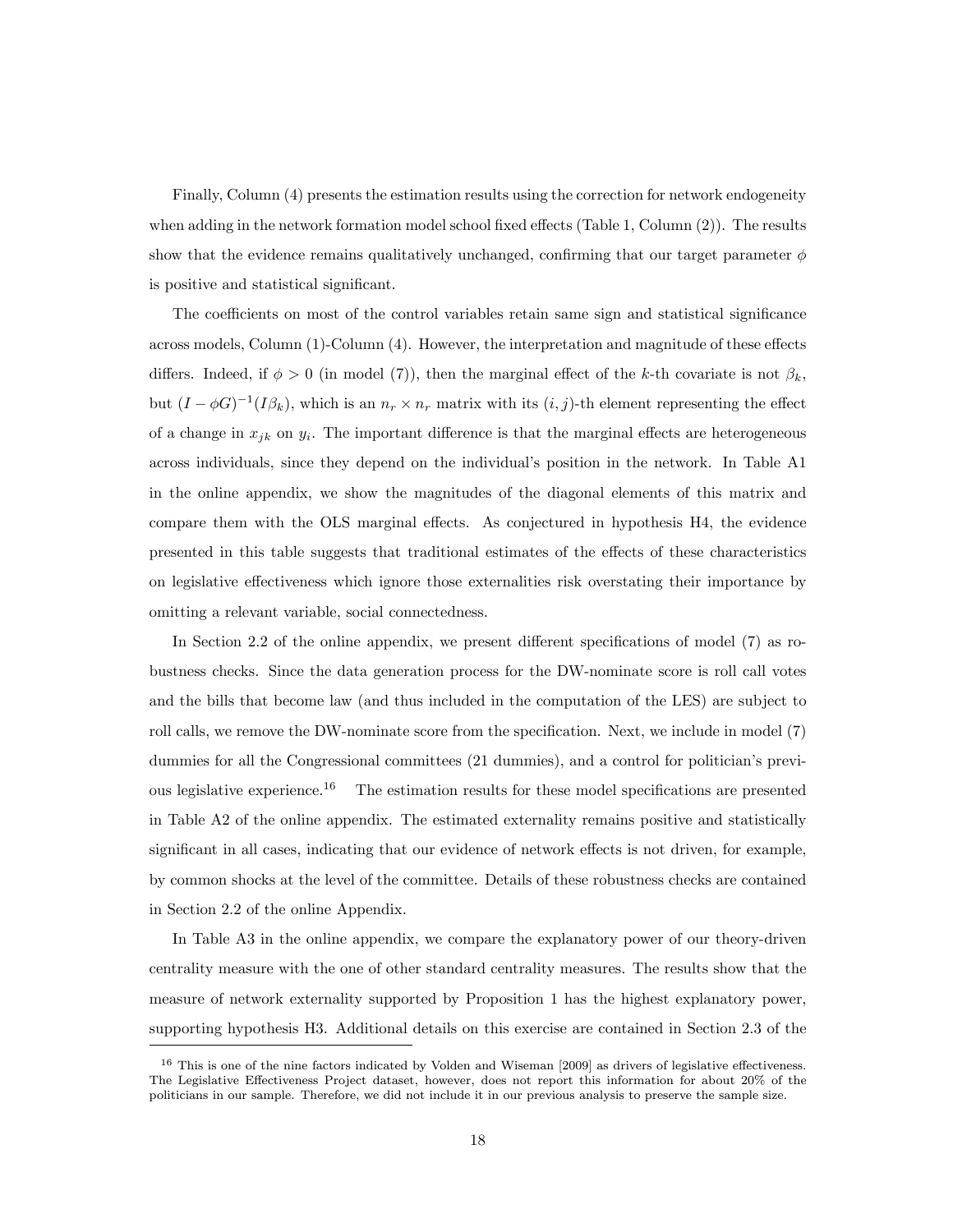Finally, Column (4) presents the estimation results using the correction for network endogeneity when adding in the network formation model school fixed effects (Table 1, Column (2)). The results show that the evidence remains qualitatively unchanged, confirming that our target parameter $\phi$ is positive and statistical significant.

The coefficients on most of the control variables retain same sign and statistical significance across models, Column (1)-Column (4). However, the interpretation and magnitude of these effects differs. Indeed, if $\phi > 0$ (in model (7)), then the marginal effect of the $k$-th covariate is not $\beta_k$, but $(I - \phi G)^{-1}(I\beta_k)$, which is an $n_r \times n_r$ matrix with its $(i, j)$-th element representing the effect of a change in $x_{jk}$ on $y_i$. The important difference is that the marginal effects are heterogeneous across individuals, since they depend on the individual's position in the network. In Table A1 in the online appendix, we show the magnitudes of the diagonal elements of this matrix and compare them with the OLS marginal effects. As conjectured in hypothesis H4, the evidence presented in this table suggests that traditional estimates of the effects of these characteristics on legislative effectiveness which ignore those externalities risk overstating their importance by omitting a relevant variable, social connectedness.

In Section 2.2 of the online appendix, we present different specifications of model (7) as robustness checks. Since the data generation process for the DW-nominate score is roll call votes and the bills that become law (and thus included in the computation of the LES) are subject to roll calls, we remove the DW-nominate score from the specification. Next, we include in model (7) dummies for all the Congressional committees (21 dummies), and a control for politician's previous legislative experience.[16] The estimation results for these model specifications are presented in Table A2 of the online appendix. The estimated externality remains positive and statistically significant in all cases, indicating that our evidence of network effects is not driven, for example, by common shocks at the level of the committee. Details of these robustness checks are contained in Section 2.2 of the online Appendix.

In Table A3 in the online appendix, we compare the explanatory power of our theory-driven centrality measure with the one of other standard centrality measures. The results show that the measure of network externality supported by Proposition 1 has the highest explanatory power, supporting hypothesis H3. Additional details on this exercise are contained in Section 2.3 of the

[16] This is one of the nine factors indicated by Volden and Wiseman [2009] as drivers of legislative effectiveness. The Legislative Effectiveness Project dataset, however, does not report this information for about 20% of the politicians in our sample. Therefore, we did not include it in our previous analysis to preserve the sample size.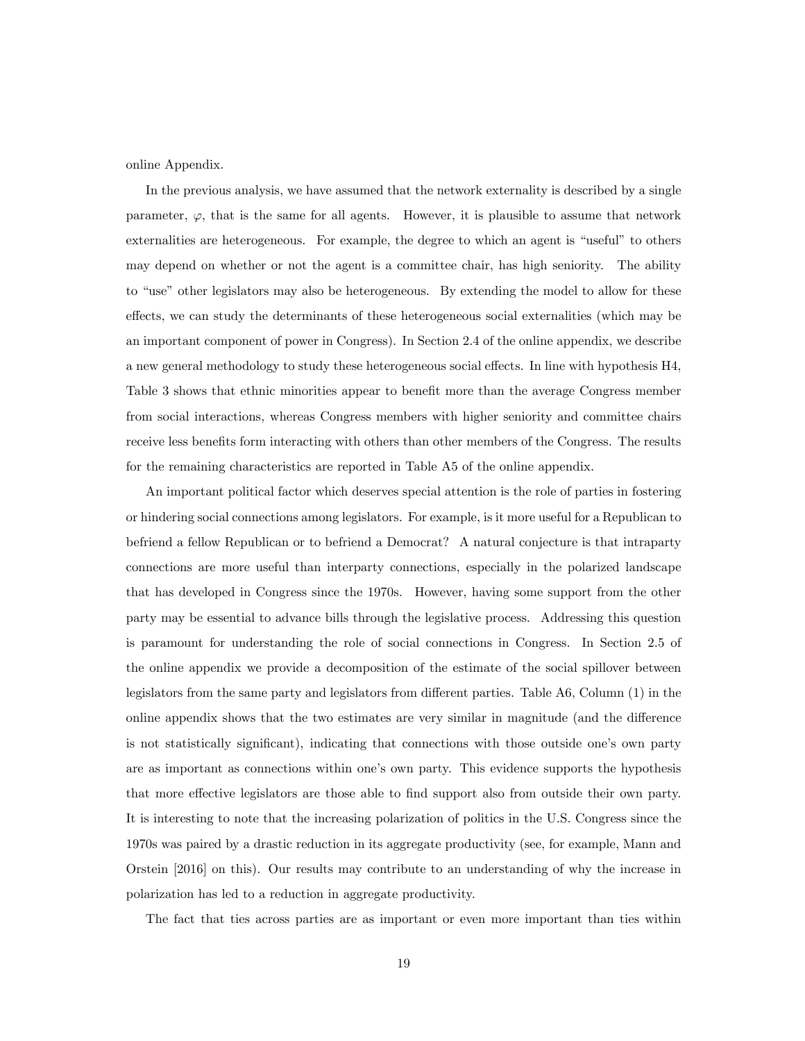online Appendix.

In the previous analysis, we have assumed that the network externality is described by a single parameter, $\varphi$, that is the same for all agents. However, it is plausible to assume that network externalities are heterogeneous. For example, the degree to which an agent is "useful" to others may depend on whether or not the agent is a committee chair, has high seniority. The ability to "use" other legislators may also be heterogeneous. By extending the model to allow for these effects, we can study the determinants of these heterogeneous social externalities (which may be an important component of power in Congress). In Section 2.4 of the online appendix, we describe a new general methodology to study these heterogeneous social effects. In line with hypothesis H4, Table 3 shows that ethnic minorities appear to benefit more than the average Congress member from social interactions, whereas Congress members with higher seniority and committee chairs receive less benefits form interacting with others than other members of the Congress. The results for the remaining characteristics are reported in Table A5 of the online appendix.

An important political factor which deserves special attention is the role of parties in fostering or hindering social connections among legislators. For example, is it more useful for a Republican to befriend a fellow Republican or to befriend a Democrat? A natural conjecture is that intraparty connections are more useful than interparty connections, especially in the polarized landscape that has developed in Congress since the 1970s. However, having some support from the other party may be essential to advance bills through the legislative process. Addressing this question is paramount for understanding the role of social connections in Congress. In Section 2.5 of the online appendix we provide a decomposition of the estimate of the social spillover between legislators from the same party and legislators from different parties. Table A6, Column (1) in the online appendix shows that the two estimates are very similar in magnitude (and the difference is not statistically significant), indicating that connections with those outside one's own party are as important as connections within one's own party. This evidence supports the hypothesis that more effective legislators are those able to find support also from outside their own party. It is interesting to note that the increasing polarization of politics in the U.S. Congress since the 1970s was paired by a drastic reduction in its aggregate productivity (see, for example, Mann and Orstein [2016] on this). Our results may contribute to an understanding of why the increase in polarization has led to a reduction in aggregate productivity.

The fact that ties across parties are as important or even more important than ties within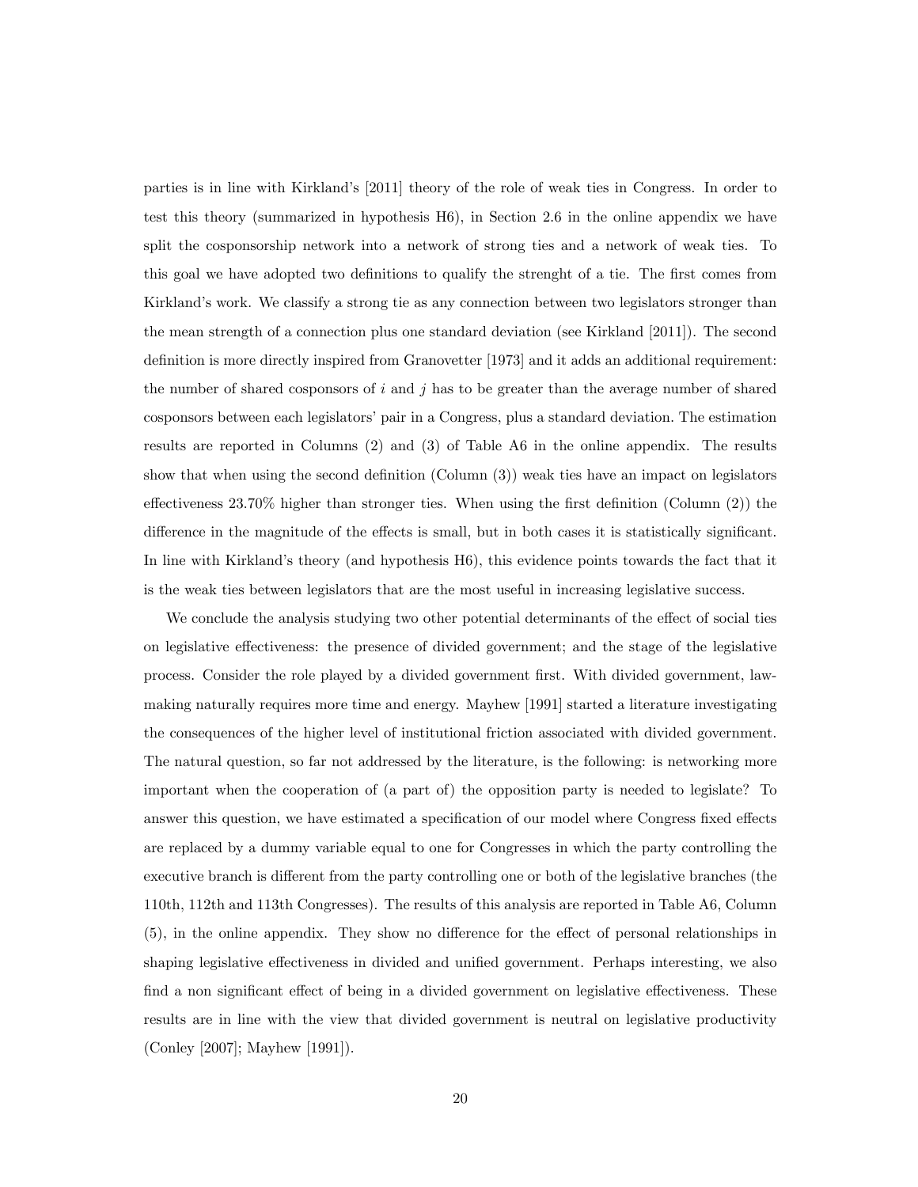parties is in line with Kirkland's [2011] theory of the role of weak ties in Congress. In order to test this theory (summarized in hypothesis H6), in Section 2.6 in the online appendix we have split the cosponsorship network into a network of strong ties and a network of weak ties. To this goal we have adopted two definitions to qualify the strenght of a tie. The first comes from Kirkland's work. We classify a strong tie as any connection between two legislators stronger than the mean strength of a connection plus one standard deviation (see Kirkland [2011]). The second definition is more directly inspired from Granovetter [1973] and it adds an additional requirement: the number of shared cosponsors of $i$ and $j$ has to be greater than the average number of shared cosponsors between each legislators' pair in a Congress, plus a standard deviation. The estimation results are reported in Columns (2) and (3) of Table A6 in the online appendix. The results show that when using the second definition (Column (3)) weak ties have an impact on legislators effectiveness 23.70% higher than stronger ties. When using the first definition (Column (2)) the difference in the magnitude of the effects is small, but in both cases it is statistically significant. In line with Kirkland's theory (and hypothesis H6), this evidence points towards the fact that it is the weak ties between legislators that are the most useful in increasing legislative success.

We conclude the analysis studying two other potential determinants of the effect of social ties on legislative effectiveness: the presence of divided government; and the stage of the legislative process. Consider the role played by a divided government first. With divided government, lawmaking naturally requires more time and energy. Mayhew [1991] started a literature investigating the consequences of the higher level of institutional friction associated with divided government. The natural question, so far not addressed by the literature, is the following: is networking more important when the cooperation of (a part of) the opposition party is needed to legislate? To answer this question, we have estimated a specification of our model where Congress fixed effects are replaced by a dummy variable equal to one for Congresses in which the party controlling the executive branch is different from the party controlling one or both of the legislative branches (the 110th, 112th and 113th Congresses). The results of this analysis are reported in Table A6, Column (5), in the online appendix. They show no difference for the effect of personal relationships in shaping legislative effectiveness in divided and unified government. Perhaps interesting, we also find a non significant effect of being in a divided government on legislative effectiveness. These results are in line with the view that divided government is neutral on legislative productivity (Conley [2007]; Mayhew [1991]).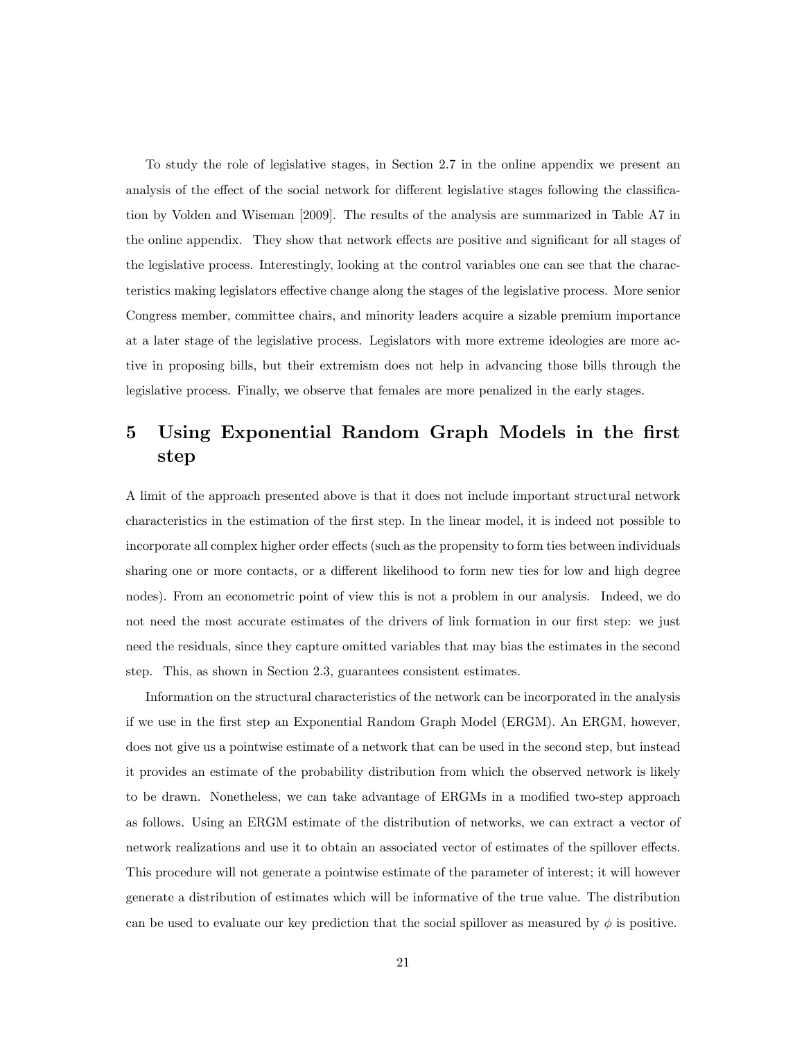To study the role of legislative stages, in Section 2.7 in the online appendix we present an analysis of the effect of the social network for different legislative stages following the classification by Volden and Wiseman [2009]. The results of the analysis are summarized in Table A7 in the online appendix. They show that network effects are positive and significant for all stages of the legislative process. Interestingly, looking at the control variables one can see that the characteristics making legislators effective change along the stages of the legislative process. More senior Congress member, committee chairs, and minority leaders acquire a sizable premium importance at a later stage of the legislative process. Legislators with more extreme ideologies are more active in proposing bills, but their extremism does not help in advancing those bills through the legislative process. Finally, we observe that females are more penalized in the early stages.

# 5 Using Exponential Random Graph Models in the first step

A limit of the approach presented above is that it does not include important structural network characteristics in the estimation of the first step. In the linear model, it is indeed not possible to incorporate all complex higher order effects (such as the propensity to form ties between individuals sharing one or more contacts, or a different likelihood to form new ties for low and high degree nodes). From an econometric point of view this is not a problem in our analysis. Indeed, we do not need the most accurate estimates of the drivers of link formation in our first step: we just need the residuals, since they capture omitted variables that may bias the estimates in the second step. This, as shown in Section 2.3, guarantees consistent estimates.

Information on the structural characteristics of the network can be incorporated in the analysis if we use in the first step an Exponential Random Graph Model (ERGM). An ERGM, however, does not give us a pointwise estimate of a network that can be used in the second step, but instead it provides an estimate of the probability distribution from which the observed network is likely to be drawn. Nonetheless, we can take advantage of ERGMs in a modified two-step approach as follows. Using an ERGM estimate of the distribution of networks, we can extract a vector of network realizations and use it to obtain an associated vector of estimates of the spillover effects. This procedure will not generate a pointwise estimate of the parameter of interest; it will however generate a distribution of estimates which will be informative of the true value. The distribution can be used to evaluate our key prediction that the social spillover as measured by $\phi$ is positive.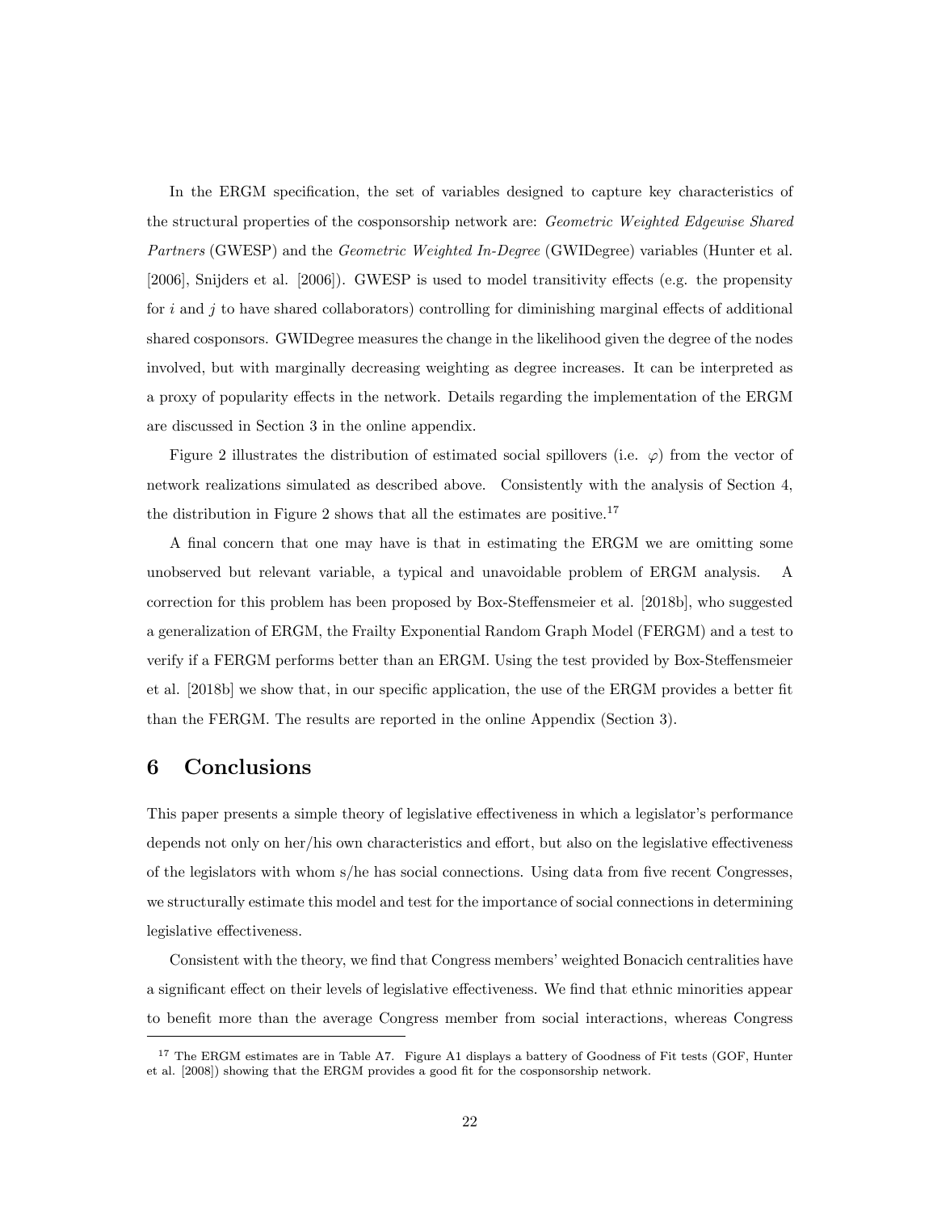In the ERGM specification, the set of variables designed to capture key characteristics of the structural properties of the cosponsorship network are: *Geometric Weighted Edgewise Shared Partners* (GWESP) and the *Geometric Weighted In-Degree* (GWIDegree) variables (Hunter et al. [2006], Snijders et al. [2006]). GWESP is used to model transitivity effects (e.g. the propensity for $i$ and $j$ to have shared collaborators) controlling for diminishing marginal effects of additional shared cosponsors. GWIDegree measures the change in the likelihood given the degree of the nodes involved, but with marginally decreasing weighting as degree increases. It can be interpreted as a proxy of popularity effects in the network. Details regarding the implementation of the ERGM are discussed in Section 3 in the online appendix.

Figure 2 illustrates the distribution of estimated social spillovers (i.e. $\varphi$) from the vector of network realizations simulated as described above. Consistently with the analysis of Section 4, the distribution in Figure 2 shows that all the estimates are positive.[17]

A final concern that one may have is that in estimating the ERGM we are omitting some unobserved but relevant variable, a typical and unavoidable problem of ERGM analysis. A correction for this problem has been proposed by Box-Steffensmeier et al. [2018b], who suggested a generalization of ERGM, the Frailty Exponential Random Graph Model (FERGM) and a test to verify if a FERGM performs better than an ERGM. Using the test provided by Box-Steffensmeier et al. [2018b] we show that, in our specific application, the use of the ERGM provides a better fit than the FERGM. The results are reported in the online Appendix (Section 3).

# 6 Conclusions

This paper presents a simple theory of legislative effectiveness in which a legislator's performance depends not only on her/his own characteristics and effort, but also on the legislative effectiveness of the legislators with whom s/he has social connections. Using data from five recent Congresses, we structurally estimate this model and test for the importance of social connections in determining legislative effectiveness.

Consistent with the theory, we find that Congress members' weighted Bonacich centralities have a significant effect on their levels of legislative effectiveness. We find that ethnic minorities appear to benefit more than the average Congress member from social interactions, whereas Congress

[17] The ERGM estimates are in Table A7. Figure A1 displays a battery of Goodness of Fit tests (GOF, Hunter et al. [2008]) showing that the ERGM provides a good fit for the cosponsorship network.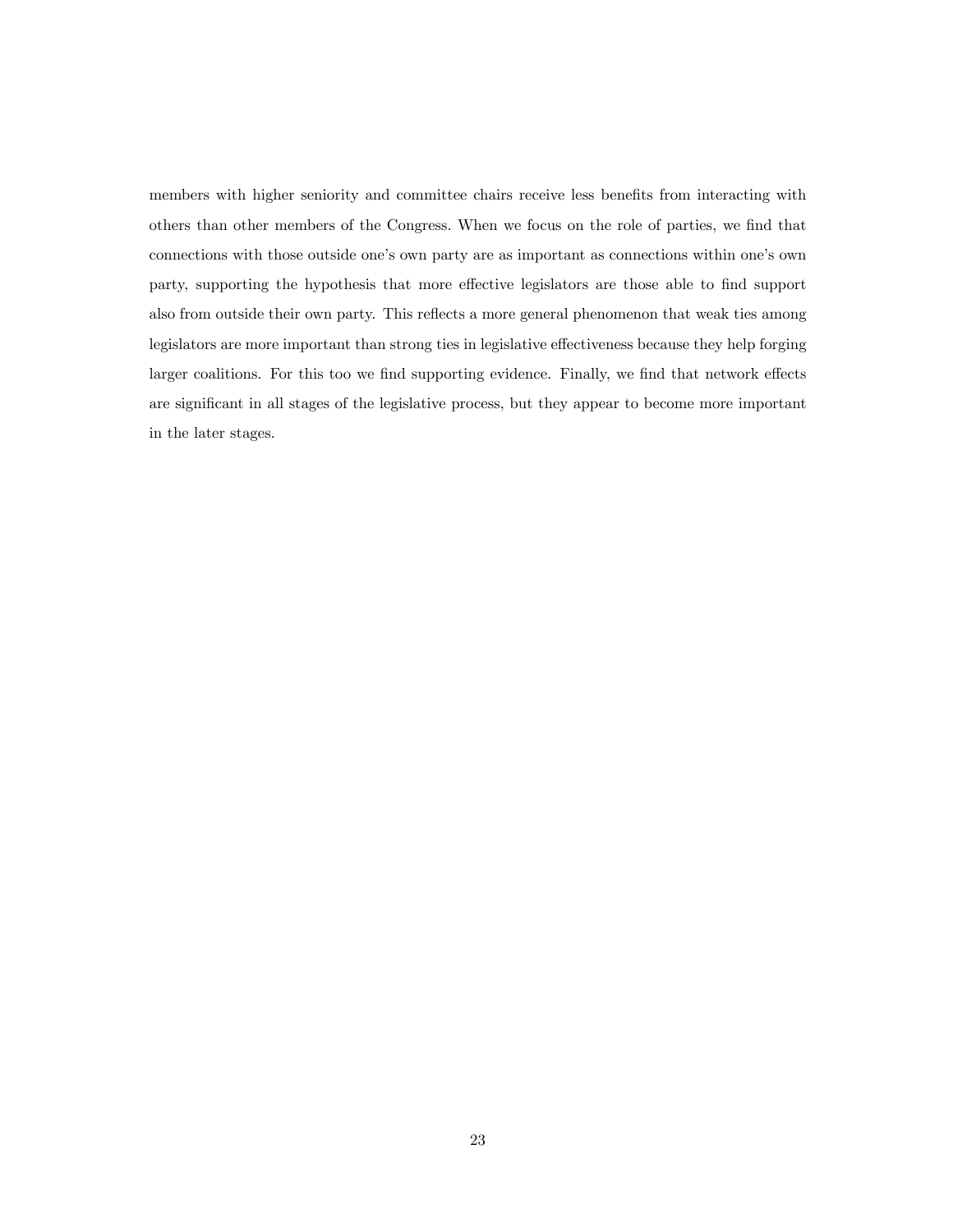members with higher seniority and committee chairs receive less benefits from interacting with others than other members of the Congress. When we focus on the role of parties, we find that connections with those outside one's own party are as important as connections within one's own party, supporting the hypothesis that more effective legislators are those able to find support also from outside their own party. This reflects a more general phenomenon that weak ties among legislators are more important than strong ties in legislative effectiveness because they help forging larger coalitions. For this too we find supporting evidence. Finally, we find that network effects are significant in all stages of the legislative process, but they appear to become more important in the later stages.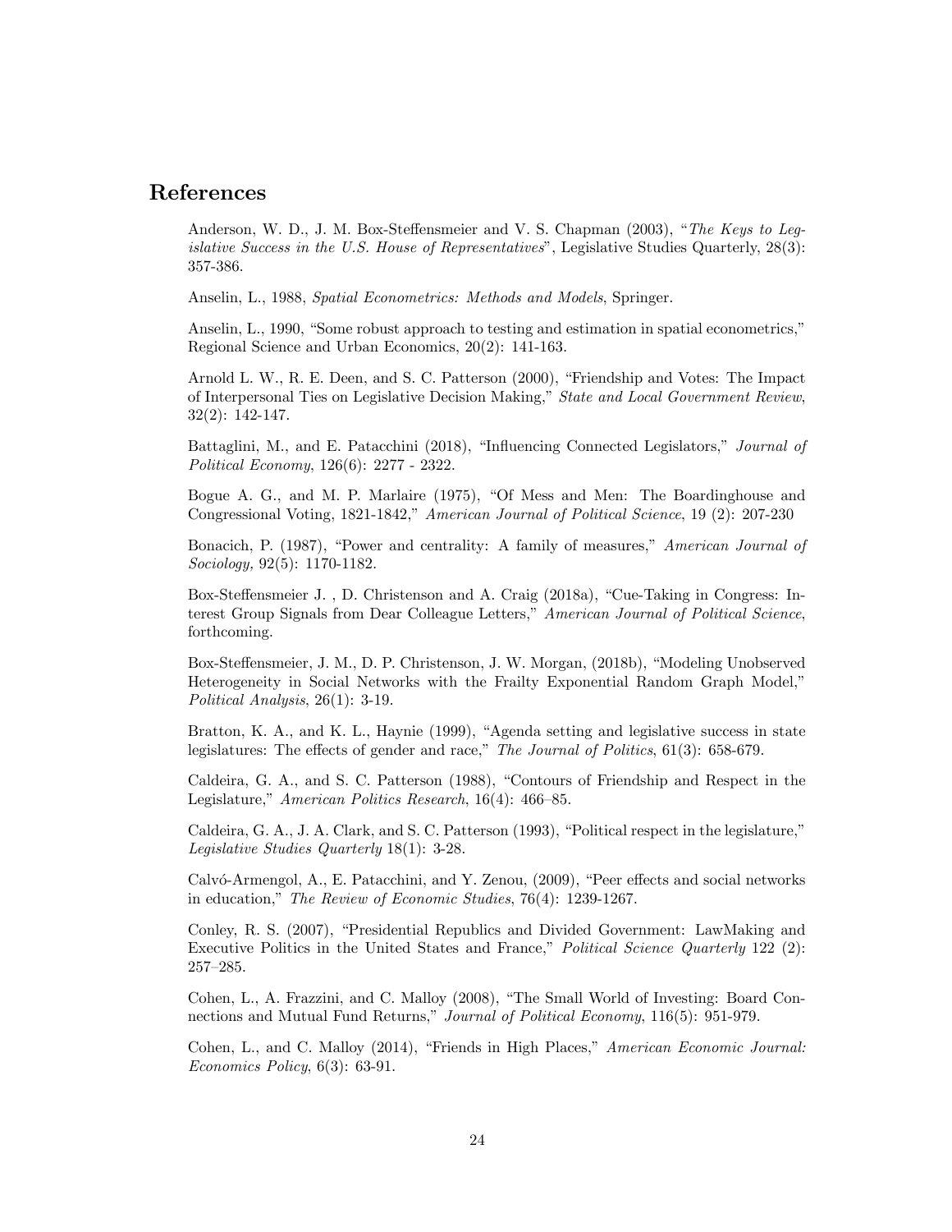# References

Anderson, W. D., J. M. Box-Steffensmeier and V. S. Chapman (2003), "*The Keys to Legislative Success in the U.S. House of Representatives*", Legislative Studies Quarterly, 28(3): 357-386.

Anselin, L., 1988, *Spatial Econometrics: Methods and Models*, Springer.

Anselin, L., 1990, "Some robust approach to testing and estimation in spatial econometrics," Regional Science and Urban Economics, 20(2): 141-163.

Arnold L. W., R. E. Deen, and S. C. Patterson (2000), "Friendship and Votes: The Impact of Interpersonal Ties on Legislative Decision Making," *State and Local Government Review*, 32(2): 142-147.

Battaglini, M., and E. Patacchini (2018), "Influencing Connected Legislators," *Journal of Political Economy*, 126(6): 2277 - 2322.

Bogue A. G., and M. P. Marlaire (1975), "Of Mess and Men: The Boardinghouse and Congressional Voting, 1821-1842," *American Journal of Political Science*, 19 (2): 207-230

Bonacich, P. (1987), "Power and centrality: A family of measures," *American Journal of Sociology,* 92(5): 1170-1182.

Box-Steffensmeier J. , D. Christenson and A. Craig (2018a), "Cue-Taking in Congress: Interest Group Signals from Dear Colleague Letters," *American Journal of Political Science*, forthcoming.

Box-Steffensmeier, J. M., D. P. Christenson, J. W. Morgan, (2018b), "Modeling Unobserved Heterogeneity in Social Networks with the Frailty Exponential Random Graph Model," *Political Analysis*, 26(1): 3-19.

Bratton, K. A., and K. L., Haynie (1999), "Agenda setting and legislative success in state legislatures: The effects of gender and race," *The Journal of Politics*, 61(3): 658-679.

Caldeira, G. A., and S. C. Patterson (1988), "Contours of Friendship and Respect in the Legislature," *American Politics Research*, 16(4): 466–85.

Caldeira, G. A., J. A. Clark, and S. C. Patterson (1993), "Political respect in the legislature," *Legislative Studies Quarterly* 18(1): 3-28.

Calvó-Armengol, A., E. Patacchini, and Y. Zenou, (2009), "Peer effects and social networks in education," *The Review of Economic Studies*, 76(4): 1239-1267.

Conley, R. S. (2007), "Presidential Republics and Divided Government: LawMaking and Executive Politics in the United States and France," *Political Science Quarterly* 122 (2): 257–285.

Cohen, L., A. Frazzini, and C. Malloy (2008), "The Small World of Investing: Board Connections and Mutual Fund Returns," *Journal of Political Economy*, 116(5): 951-979.

Cohen, L., and C. Malloy (2014), "Friends in High Places," *American Economic Journal: Economics Policy*, 6(3): 63-91.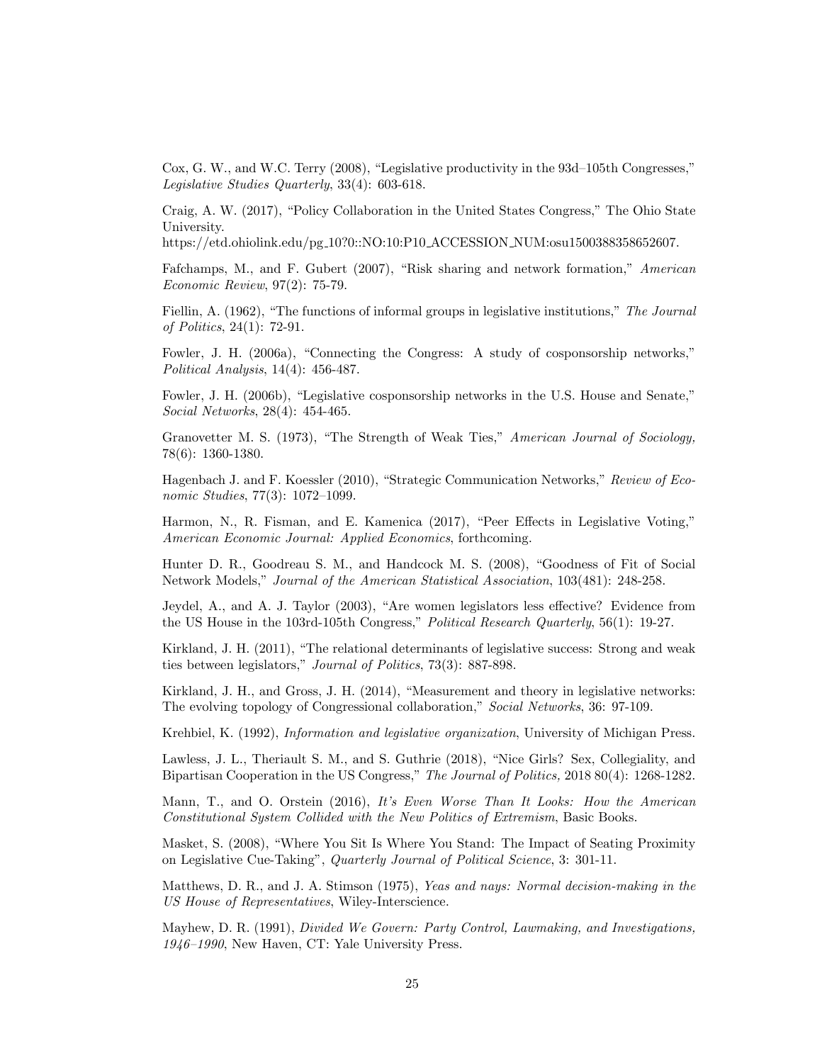Cox, G. W., and W.C. Terry (2008), "Legislative productivity in the 93d–105th Congresses," *Legislative Studies Quarterly*, 33(4): 603-618.

Craig, A. W. (2017), "Policy Collaboration in the United States Congress," The Ohio State University.
https://etd.ohiolink.edu/pg_10?0::NO:10:P10_ACCESSION_NUM:osu1500388358652607.

Fafchamps, M., and F. Gubert (2007), "Risk sharing and network formation," *American Economic Review*, 97(2): 75-79.

Fiellin, A. (1962), "The functions of informal groups in legislative institutions," *The Journal of Politics*, 24(1): 72-91.

Fowler, J. H. (2006a), "Connecting the Congress: A study of cosponsorship networks," *Political Analysis*, 14(4): 456-487.

Fowler, J. H. (2006b), "Legislative cosponsorship networks in the U.S. House and Senate," *Social Networks*, 28(4): 454-465.

Granovetter M. S. (1973), "The Strength of Weak Ties," *American Journal of Sociology,* 78(6): 1360-1380.

Hagenbach J. and F. Koessler (2010), "Strategic Communication Networks," *Review of Economic Studies*, 77(3): 1072–1099.

Harmon, N., R. Fisman, and E. Kamenica (2017), "Peer Effects in Legislative Voting," *American Economic Journal: Applied Economics*, forthcoming.

Hunter D. R., Goodreau S. M., and Handcock M. S. (2008), "Goodness of Fit of Social Network Models," *Journal of the American Statistical Association*, 103(481): 248-258.

Jeydel, A., and A. J. Taylor (2003), "Are women legislators less effective? Evidence from the US House in the 103rd-105th Congress," *Political Research Quarterly*, 56(1): 19-27.

Kirkland, J. H. (2011), "The relational determinants of legislative success: Strong and weak ties between legislators," *Journal of Politics*, 73(3): 887-898.

Kirkland, J. H., and Gross, J. H. (2014), "Measurement and theory in legislative networks: The evolving topology of Congressional collaboration," *Social Networks*, 36: 97-109.

Krehbiel, K. (1992), *Information and legislative organization*, University of Michigan Press.

Lawless, J. L., Theriault S. M., and S. Guthrie (2018), "Nice Girls? Sex, Collegiality, and Bipartisan Cooperation in the US Congress," *The Journal of Politics,* 2018 80(4): 1268-1282.

Mann, T., and O. Orstein (2016), *It's Even Worse Than It Looks: How the American Constitutional System Collided with the New Politics of Extremism*, Basic Books.

Masket, S. (2008), "Where You Sit Is Where You Stand: The Impact of Seating Proximity on Legislative Cue-Taking", *Quarterly Journal of Political Science*, 3: 301-11.

Matthews, D. R., and J. A. Stimson (1975), *Yeas and nays: Normal decision-making in the US House of Representatives*, Wiley-Interscience.

Mayhew, D. R. (1991), *Divided We Govern: Party Control, Lawmaking, and Investigations, 1946–1990*, New Haven, CT: Yale University Press.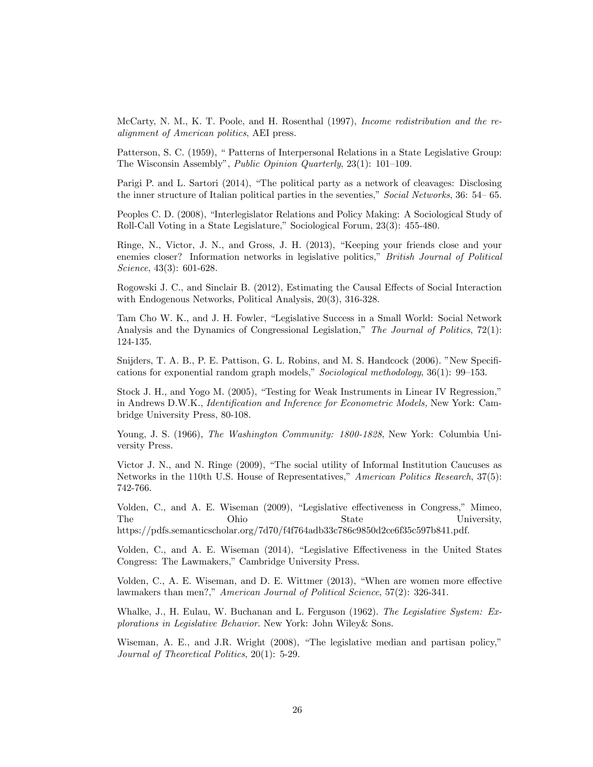McCarty, N. M., K. T. Poole, and H. Rosenthal (1997), *Income redistribution and the realignment of American politics*, AEI press.

Patterson, S. C. (1959), " Patterns of Interpersonal Relations in a State Legislative Group: The Wisconsin Assembly", *Public Opinion Quarterly*, 23(1): 101–109.

Parigi P. and L. Sartori (2014), "The political party as a network of cleavages: Disclosing the inner structure of Italian political parties in the seventies," *Social Networks*, 36: 54– 65.

Peoples C. D. (2008), "Interlegislator Relations and Policy Making: A Sociological Study of Roll-Call Voting in a State Legislature," Sociological Forum, 23(3): 455-480.

Ringe, N., Victor, J. N., and Gross, J. H. (2013), "Keeping your friends close and your enemies closer? Information networks in legislative politics," *British Journal of Political Science*, 43(3): 601-628.

Rogowski J. C., and Sinclair B. (2012), Estimating the Causal Effects of Social Interaction with Endogenous Networks, Political Analysis, 20(3), 316-328.

Tam Cho W. K., and J. H. Fowler, "Legislative Success in a Small World: Social Network Analysis and the Dynamics of Congressional Legislation," *The Journal of Politics*, 72(1): 124-135.

Snijders, T. A. B., P. E. Pattison, G. L. Robins, and M. S. Handcock (2006). "New Specifications for exponential random graph models," *Sociological methodology*, 36(1): 99–153.

Stock J. H., and Yogo M. (2005), "Testing for Weak Instruments in Linear IV Regression," in Andrews D.W.K., *Identification and Inference for Econometric Models,* New York: Cambridge University Press, 80-108.

Young, J. S. (1966), *The Washington Community: 1800-1828*, New York: Columbia University Press.

Victor J. N., and N. Ringe (2009), "The social utility of Informal Institution Caucuses as Networks in the 110th U.S. House of Representatives," *American Politics Research*, 37(5): 742-766.

Volden, C., and A. E. Wiseman (2009), "Legislative effectiveness in Congress," Mimeo, The Ohio State University, https://pdfs.semanticscholar.org/7d70/f4f764adb33c786c9850d2ce6f35c597b841.pdf.

Volden, C., and A. E. Wiseman (2014), "Legislative Effectiveness in the United States Congress: The Lawmakers," Cambridge University Press.

Volden, C., A. E. Wiseman, and D. E. Wittmer (2013), "When are women more effective lawmakers than men?," *American Journal of Political Science*, 57(2): 326-341.

Whalke, J., H. Eulau, W. Buchanan and L. Ferguson (1962). *The Legislative System: Explorations in Legislative Behavior*. New York: John Wiley& Sons.

Wiseman, A. E., and J.R. Wright (2008), "The legislative median and partisan policy," *Journal of Theoretical Politics*, 20(1): 5-29.